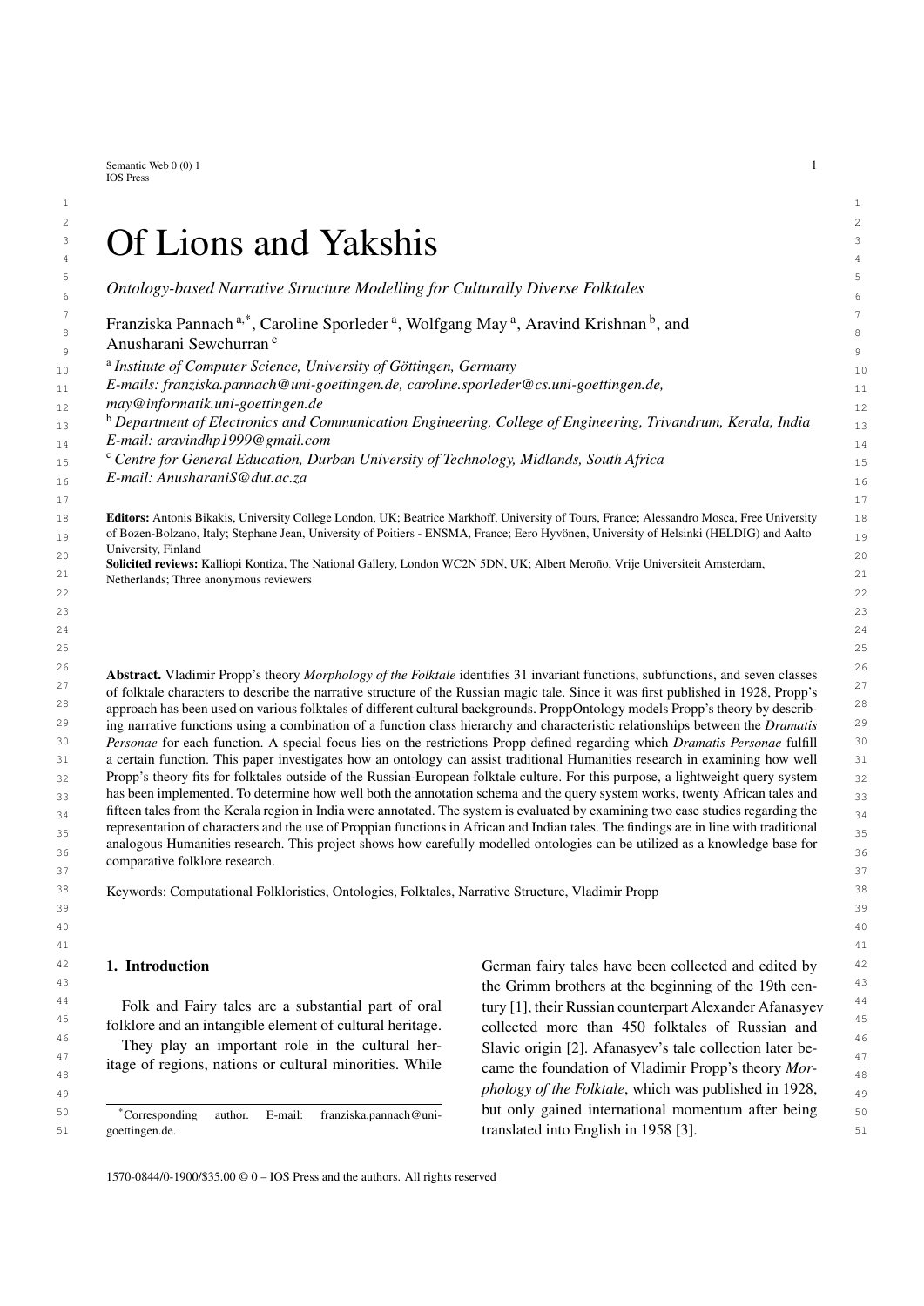# Of Lions and Yakshis

*Ontology-based Narrative Structure Modelling for Culturally Diverse Folktales*

Franziska Pannach [a,*], Caroline Sporleder [a], Wolfgang May [a], Aravind Krishnan [b], and Anusharani Sewchurran [c]

[a] *Institute of Computer Science, University of Göttingen, Germany*
*E-mails: franziska.pannach@uni-goettingen.de, caroline.sporleder@cs.uni-goettingen.de, may@informatik.uni-goettingen.de*

[b] *Department of Electronics and Communication Engineering, College of Engineering, Trivandrum, Kerala, India*
*E-mail: aravindhp1999@gmail.com*

[c] *Centre for General Education, Durban University of Technology, Midlands, South Africa*
*E-mail: AnusharaniS@dut.ac.za*

**Editors:** Antonis Bikakis, University College London, UK; Beatrice Markhoff, University of Tours, France; Alessandro Mosca, Free University of Bozen-Bolzano, Italy; Stephane Jean, University of Poitiers - ENSMA, France; Eero Hyvönen, University of Helsinki (HELDIG) and Aalto University, Finland

**Solicited reviews:** Kalliopi Kontiza, The National Gallery, London WC2N 5DN, UK; Albert Meroño, Vrije Universiteit Amsterdam, Netherlands; Three anonymous reviewers

**Abstract.** Vladimir Propp's theory *Morphology of the Folktale* identifies 31 invariant functions, subfunctions, and seven classes of folktale characters to describe the narrative structure of the Russian magic tale. Since it was first published in 1928, Propp's approach has been used on various folktales of different cultural backgrounds. ProppOntology models Propp's theory by describing narrative functions using a combination of a function class hierarchy and characteristic relationships between the *Dramatis Personae* for each function. A special focus lies on the restrictions Propp defined regarding which *Dramatis Personae* fulfill a certain function. This paper investigates how an ontology can assist traditional Humanities research in examining how well Propp's theory fits for folktales outside of the Russian-European folktale culture. For this purpose, a lightweight query system has been implemented. To determine how well both the annotation schema and the query system works, twenty African tales and fifteen tales from the Kerala region in India were annotated. The system is evaluated by examining two case studies regarding the representation of characters and the use of Proppian functions in African and Indian tales. The findings are in line with traditional analogous Humanities research. This project shows how carefully modelled ontologies can be utilized as a knowledge base for comparative folklore research.

Keywords: Computational Folkloristics, Ontologies, Folktales, Narrative Structure, Vladimir Propp

## 1. Introduction

Folk and Fairy tales are a substantial part of oral folklore and an intangible element of cultural heritage.

They play an important role in the cultural heritage of regions, nations or cultural minorities. While German fairy tales have been collected and edited by the Grimm brothers at the beginning of the 19th century [1], their Russian counterpart Alexander Afanasyev collected more than 450 folktales of Russian and Slavic origin [2]. Afanasyev's tale collection later became the foundation of Vladimir Propp's theory *Morphology of the Folktale*, which was published in 1928, but only gained international momentum after being translated into English in 1958 [3].

*Corresponding author. E-mail: franziska.pannach@uni-goettingen.de.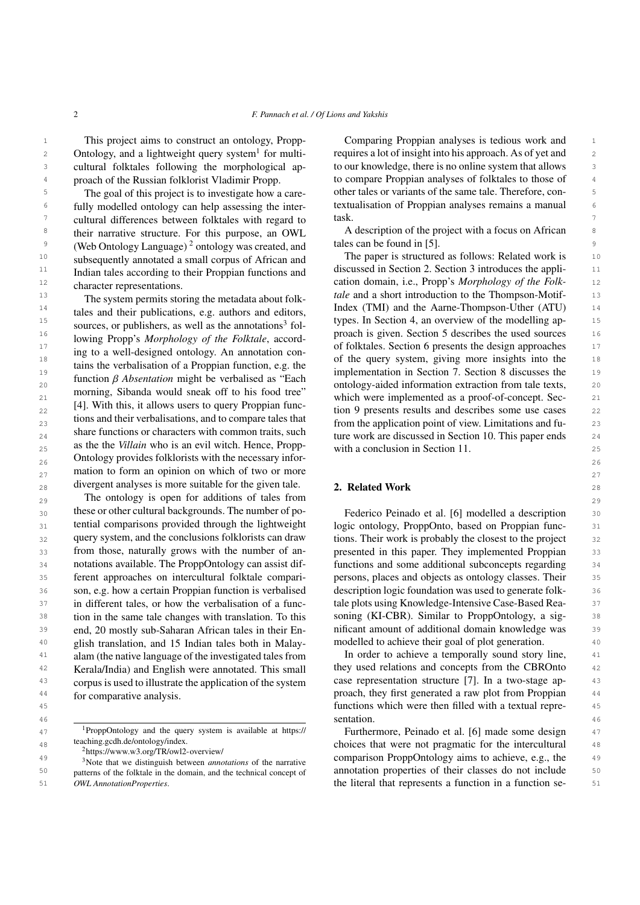This project aims to construct an ontology, ProppOntology, and a lightweight query system[1] for multicultural folktales following the morphological approach of the Russian folklorist Vladimir Propp.

The goal of this project is to investigate how a carefully modelled ontology can help assessing the intercultural differences between folktales with regard to their narrative structure. For this purpose, an OWL (Web Ontology Language) [2] ontology was created, and subsequently annotated a small corpus of African and Indian tales according to their Proppian functions and character representations.

The system permits storing the metadata about folktales and their publications, e.g. authors and editors, sources, or publishers, as well as the annotations[3] following Propp's *Morphology of the Folktale*, according to a well-designed ontology. An annotation contains the verbalisation of a Proppian function, e.g. the function $\beta$ *Absentation* might be verbalised as "Each morning, Sibanda would sneak off to his food tree" [4]. With this, it allows users to query Proppian functions and their verbalisations, and to compare tales that share functions or characters with common traits, such as the the *Villain* who is an evil witch. Hence, ProppOntology provides folklorists with the necessary information to form an opinion on which of two or more divergent analyses is more suitable for the given tale.

The ontology is open for additions of tales from these or other cultural backgrounds. The number of potential comparisons provided through the lightweight query system, and the conclusions folklorists can draw from those, naturally grows with the number of annotations available. The ProppOntology can assist different approaches on intercultural folktale comparison, e.g. how a certain Proppian function is verbalised in different tales, or how the verbalisation of a function in the same tale changes with translation. To this end, 20 mostly sub-Saharan African tales in their English translation, and 15 Indian tales both in Malayalam (the native language of the investigated tales from Kerala/India) and English were annotated. This small corpus is used to illustrate the application of the system for comparative analysis.

Comparing Proppian analyses is tedious work and requires a lot of insight into his approach. As of yet and to our knowledge, there is no online system that allows to compare Proppian analyses of folktales to those of other tales or variants of the same tale. Therefore, contextualisation of Proppian analyses remains a manual task.

A description of the project with a focus on African tales can be found in [5].

The paper is structured as follows: Related work is discussed in Section 2. Section 3 introduces the application domain, i.e., Propp's *Morphology of the Folktale* and a short introduction to the Thompson-Motif-Index (TMI) and the Aarne-Thompson-Uther (ATU) types. In Section 4, an overview of the modelling approach is given. Section 5 describes the used sources of folktales. Section 6 presents the design approaches of the query system, giving more insights into the implementation in Section 7. Section 8 discusses the ontology-aided information extraction from tale texts, which were implemented as a proof-of-concept. Section 9 presents results and describes some use cases from the application point of view. Limitations and future work are discussed in Section 10. This paper ends with a conclusion in Section 11.

## 2. Related Work

Federico Peinado et al. [6] modelled a description logic ontology, ProppOnto, based on Proppian functions. Their work is probably the closest to the project presented in this paper. They implemented Proppian functions and some additional subconcepts regarding persons, places and objects as ontology classes. Their description logic foundation was used to generate folktale plots using Knowledge-Intensive Case-Based Reasoning (KI-CBR). Similar to ProppOntology, a significant amount of additional domain knowledge was modelled to achieve their goal of plot generation.

In order to achieve a temporally sound story line, they used relations and concepts from the CBROnto case representation structure [7]. In a two-stage approach, they first generated a raw plot from Proppian functions which were then filled with a textual representation.

Furthermore, Peinado et al. [6] made some design choices that were not pragmatic for the intercultural comparison ProppOntology aims to achieve, e.g., the annotation properties of their classes do not include the literal that represents a function in a function se-

[1] ProppOntology and the query system is available at https://teaching.gcdh.de/ontology/index.

[2] https://www.w3.org/TR/owl2-overview/

[3] Note that we distinguish between *annotations* of the narrative patterns of the folktale in the domain, and the technical concept of *OWL AnnotationProperties*.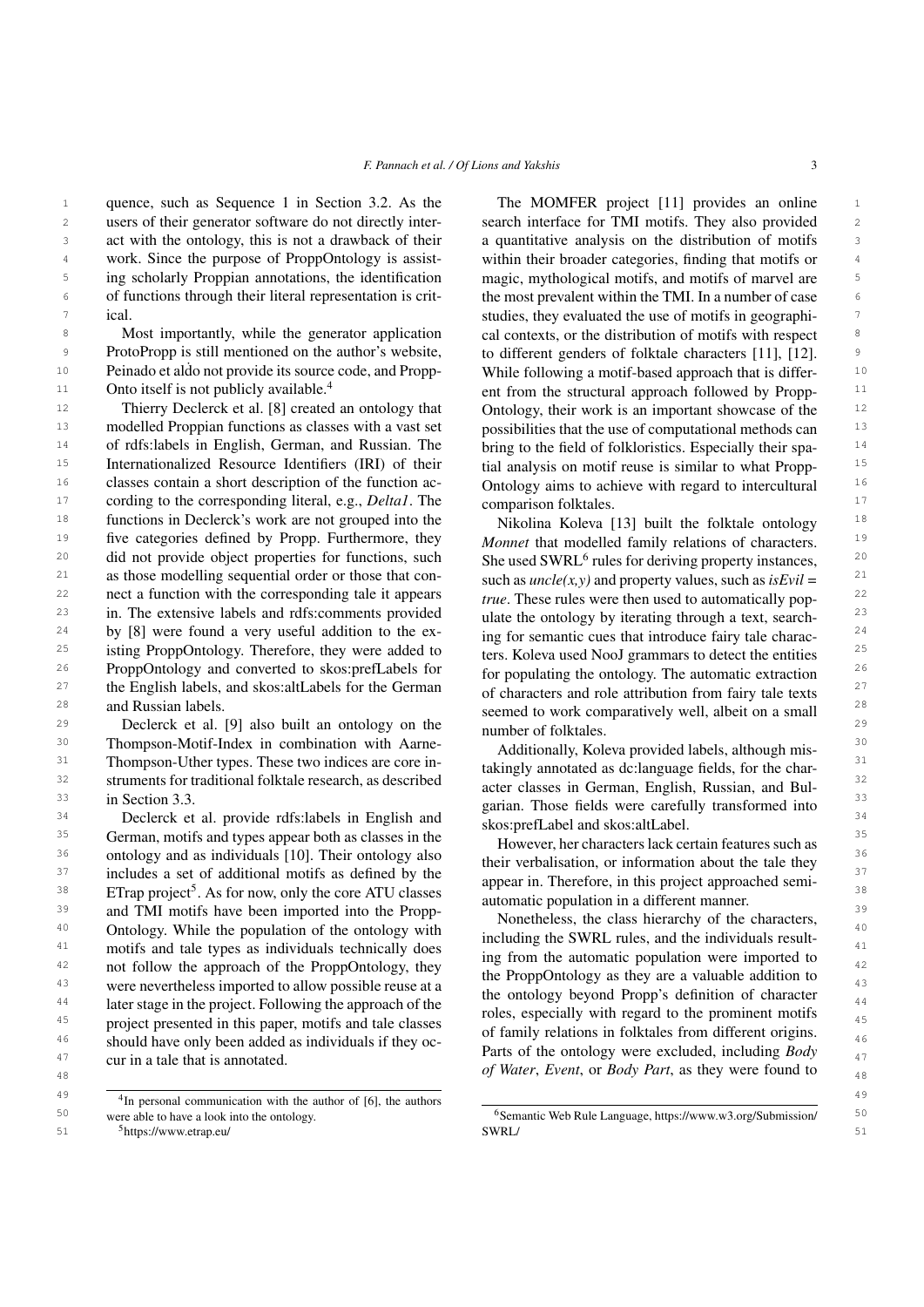quence, such as Sequence 1 in Section 3.2. As the users of their generator software do not directly interact with the ontology, this is not a drawback of their work. Since the purpose of ProppOntology is assisting scholarly Proppian annotations, the identification of functions through their literal representation is critical.

Most importantly, while the generator application ProtoPropp is still mentioned on the author's website, Peinado et al. do not provide its source code, and ProppOnto itself is not publicly available.[4]

Thierry Declerck et al. [8] created an ontology that modelled Proppian functions as classes with a vast set of rdfs:labels in English, German, and Russian. The Internationalized Resource Identifiers (IRI) of their classes contain a short description of the function according to the corresponding literal, e.g., *Delta1*. The functions in Declerck's work are not grouped into the five categories defined by Propp. Furthermore, they did not provide object properties for functions, such as those modelling sequential order or those that connect a function with the corresponding tale it appears in. The extensive labels and rdfs:comments provided by [8] were found a very useful addition to the existing ProppOntology. Therefore, they were added to ProppOntology and converted to skos:prefLabels for the English labels, and skos:altLabels for the German and Russian labels.

Declerck et al. [9] also built an ontology on the Thompson-Motif-Index in combination with Aarne-Thompson-Uther types. These two indices are core instruments for traditional folktale research, as described in Section 3.3.

Declerck et al. provide rdfs:labels in English and German, motifs and types appear both as classes in the ontology and as individuals [10]. Their ontology also includes a set of additional motifs as defined by the ETrap project[5]. As for now, only the core ATU classes and TMI motifs have been imported into the ProppOntology. While the population of the ontology with motifs and tale types as individuals technically does not follow the approach of the ProppOntology, they were nevertheless imported to allow possible reuse at a later stage in the project. Following the approach of the project presented in this paper, motifs and tale classes should have only been added as individuals if they occur in a tale that is annotated.

The MOMFER project [11] provides an online search interface for TMI motifs. They also provided a quantitative analysis on the distribution of motifs within their broader categories, finding that motifs or magic, mythological motifs, and motifs of marvel are the most prevalent within the TMI. In a number of case studies, they evaluated the use of motifs in geographical contexts, or the distribution of motifs with respect to different genders of folktale characters [11], [12]. While following a motif-based approach that is different from the structural approach followed by ProppOntology, their work is an important showcase of the possibilities that the use of computational methods can bring to the field of folkloristics. Especially their spatial analysis on motif reuse is similar to what ProppOntology aims to achieve with regard to intercultural comparison folktales.

Nikolina Koleva [13] built the folktale ontology *Monnet* that modelled family relations of characters. She used SWRL[6] rules for deriving property instances, such as *uncle(x,y)* and property values, such as *isEvil = true*. These rules were then used to automatically populate the ontology by iterating through a text, searching for semantic cues that introduce fairy tale characters. Koleva used NooJ grammars to detect the entities for populating the ontology. The automatic extraction of characters and role attribution from fairy tale texts seemed to work comparatively well, albeit on a small number of folktales.

Additionally, Koleva provided labels, although mistakingly annotated as dc:language fields, for the character classes in German, English, Russian, and Bulgarian. Those fields were carefully transformed into skos:prefLabel and skos:altLabel.

However, her characters lack certain features such as their verbalisation, or information about the tale they appear in. Therefore, in this project approached semi-automatic population in a different manner.

Nonetheless, the class hierarchy of the characters, including the SWRL rules, and the individuals resulting from the automatic population were imported to the ProppOntology as they are a valuable addition to the ontology beyond Propp's definition of character roles, especially with regard to the prominent motifs of family relations in folktales from different origins. Parts of the ontology were excluded, including *Body of Water*, *Event*, or *Body Part*, as they were found to

[4] In personal communication with the author of [6], the authors were able to have a look into the ontology.

[5] https://www.etrap.eu/

[6] Semantic Web Rule Language, https://www.w3.org/Submission/SWRL/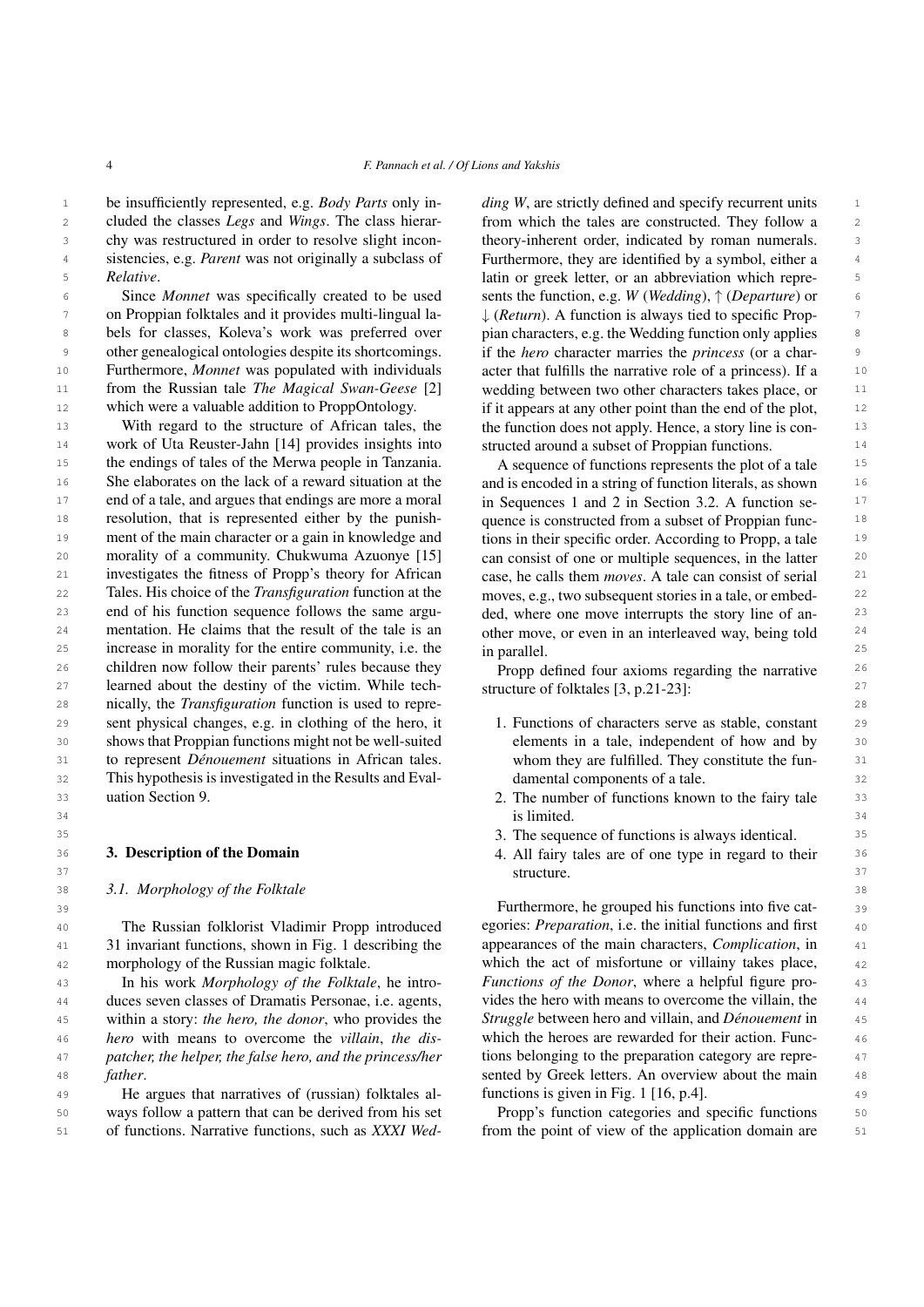be insufficiently represented, e.g. *Body Parts* only included the classes *Legs* and *Wings*. The class hierarchy was restructured in order to resolve slight inconsistencies, e.g. *Parent* was not originally a subclass of *Relative*.

Since *Monnet* was specifically created to be used on Proppian folktales and it provides multi-lingual labels for classes, Koleva's work was preferred over other genealogical ontologies despite its shortcomings. Furthermore, *Monnet* was populated with individuals from the Russian tale *The Magical Swan-Geese* [2] which were a valuable addition to ProppOntology.

With regard to the structure of African tales, the work of Uta Reuster-Jahn [14] provides insights into the endings of tales of the Merwa people in Tanzania. She elaborates on the lack of a reward situation at the end of a tale, and argues that endings are more a moral resolution, that is represented either by the punishment of the main character or a gain in knowledge and morality of a community. Chukwuma Azuonye [15] investigates the fitness of Propp's theory for African Tales. His choice of the *Transfiguration* function at the end of his function sequence follows the same argumentation. He claims that the result of the tale is an increase in morality for the entire community, i.e. the children now follow their parents' rules because they learned about the destiny of the victim. While technically, the *Transfiguration* function is used to represent physical changes, e.g. in clothing of the hero, it shows that Proppian functions might not be well-suited to represent *Dénouement* situations in African tales. This hypothesis is investigated in the Results and Evaluation Section 9.

## 3. Description of the Domain

### 3.1. Morphology of the Folktale

The Russian folklorist Vladimir Propp introduced 31 invariant functions, shown in Fig. 1 describing the morphology of the Russian magic folktale.

In his work *Morphology of the Folktale*, he introduces seven classes of Dramatis Personae, i.e. agents, within a story: *the hero, the donor*, who provides the *hero* with means to overcome the *villain*, *the dispatcher, the helper, the false hero, and the princess/her father*.

He argues that narratives of (russian) folktales always follow a pattern that can be derived from his set of functions. Narrative functions, such as *XXXI Wedding W*, are strictly defined and specify recurrent units from which the tales are constructed. They follow a theory-inherent order, indicated by roman numerals. Furthermore, they are identified by a symbol, either a latin or greek letter, or an abbreviation which represents the function, e.g. *W* (*Wedding*), ↑ (*Departure*) or ↓ (*Return*). A function is always tied to specific Proppian characters, e.g. the Wedding function only applies if the *hero* character marries the *princess* (or a character that fulfills the narrative role of a princess). If a wedding between two other characters takes place, or if it appears at any other point than the end of the plot, the function does not apply. Hence, a story line is constructed around a subset of Proppian functions.

A sequence of functions represents the plot of a tale and is encoded in a string of function literals, as shown in Sequences 1 and 2 in Section 3.2. A function sequence is constructed from a subset of Proppian functions in their specific order. According to Propp, a tale can consist of one or multiple sequences, in the latter case, he calls them *moves*. A tale can consist of serial moves, e.g., two subsequent stories in a tale, or embedded, where one move interrupts the story line of another move, or even in an interleaved way, being told in parallel.

Propp defined four axioms regarding the narrative structure of folktales [3, p.21-23]:

1. Functions of characters serve as stable, constant elements in a tale, independent of how and by whom they are fulfilled. They constitute the fundamental components of a tale.
2. The number of functions known to the fairy tale is limited.
3. The sequence of functions is always identical.
4. All fairy tales are of one type in regard to their structure.

Furthermore, he grouped his functions into five categories: *Preparation*, i.e. the initial functions and first appearances of the main characters, *Complication*, in which the act of misfortune or villainy takes place, *Functions of the Donor*, where a helpful figure provides the hero with means to overcome the villain, the *Struggle* between hero and villain, and *Dénouement* in which the heroes are rewarded for their action. Functions belonging to the preparation category are represented by Greek letters. An overview about the main functions is given in Fig. 1 [16, p.4].

Propp's function categories and specific functions from the point of view of the application domain are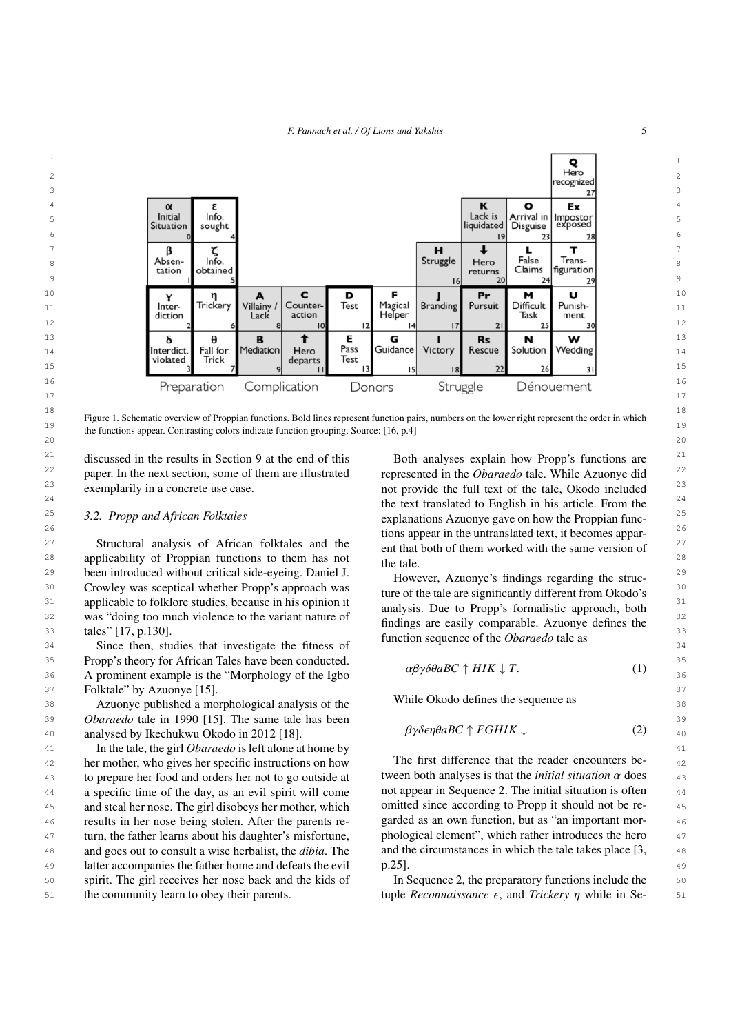| | | | | | | | | | |
|---|---|---|---|---|---|---|---|---|---|
| | | | | | | | | | **Q** Hero recognized 27 |
| **α** Initial Situation 0 | **ε** Info. sought 4 | | | | | | **K** Lack is liquidated 19 | **O** Arrival in Disguise 23 | **Ex** Impostor exposed 28 |
| **β** Absentation 1 | **ζ** Info. obtained 5 | | | | | **H** Struggle 16 | **↓** Hero returns 20 | **L** False Claims 24 | **T** Transfiguration 29 |
| **γ** Interdiction 2 | **η** Trickery 6 | **A** Villainy / Lack 8 | **C** Counteraction 10 | **D** Test 12 | **F** Magical Helper 14 | **J** Branding 17 | **Pr** Pursuit 21 | **M** Difficult Task 25 | **U** Punishment 30 |
| **δ** Interdict. violated 3 | **θ** Fall for Trick 7 | **B** Mediation 9 | **↑** Hero departs 11 | **E** Pass Test 13 | **G** Guidance 15 | **I** Victory 18 | **Rs** Rescue 22 | **N** Solution 26 | **W** Wedding 31 |
| Preparation | | Complication | | Donors | | Struggle | | Dénouement | |

Figure 1. Schematic overview of Proppian functions. Bold lines represent function pairs, numbers on the lower right represent the order in which the functions appear. Contrasting colors indicate function grouping. Source: [16, p.4]

discussed in the results in Section 9 at the end of this paper. In the next section, some of them are illustrated exemplarily in a concrete use case.

### 3.2. Propp and African Folktales

Structural analysis of African folktales and the applicability of Proppian functions to them has not been introduced without critical side-eyeing. Daniel J. Crowley was sceptical whether Propp's approach was applicable to folklore studies, because in his opinion it was "doing too much violence to the variant nature of tales" [17, p.130].

Since then, studies that investigate the fitness of Propp's theory for African Tales have been conducted. A prominent example is the "Morphology of the Igbo Folktale" by Azuonye [15].

Azuonye published a morphological analysis of the *Obaraedo* tale in 1990 [15]. The same tale has been analysed by Ikechukwu Okodo in 2012 [18].

In the tale, the girl *Obaraedo* is left alone at home by her mother, who gives her specific instructions on how to prepare her food and orders her not to go outside at a specific time of the day, as an evil spirit will come and steal her nose. The girl disobeys her mother, which results in her nose being stolen. After the parents return, the father learns about his daughter's misfortune, and goes out to consult a wise herbalist, the *dibia*. The latter accompanies the father home and defeats the evil spirit. The girl receives her nose back and the kids of the community learn to obey their parents.

Both analyses explain how Propp's functions are represented in the *Obaraedo* tale. While Azuonye did not provide the full text of the tale, Okodo included the text translated to English in his article. From the explanations Azuonye gave on how the Proppian functions appear in the untranslated text, it becomes apparent that both of them worked with the same version of the tale.

However, Azuonye's findings regarding the structure of the tale are significantly different from Okodo's analysis. Due to Propp's formalistic approach, both findings are easily comparable. Azuonye defines the function sequence of the *Obaraedo* tale as

$$\alpha\beta\gamma\delta\theta aBC \uparrow HIK \downarrow T. \tag{1}$$

While Okodo defines the sequence as

$$\beta\gamma\delta\epsilon\eta\theta aBC \uparrow FGHIK \downarrow \tag{2}$$

The first difference that the reader encounters between both analyses is that the *initial situation* $\alpha$ does not appear in Sequence 2. The initial situation is often omitted since according to Propp it should not be regarded as an own function, but as "an important morphological element", which rather introduces the hero and the circumstances in which the tale takes place [3, p.25].

In Sequence 2, the preparatory functions include the tuple *Reconnaissance* $\epsilon$, and *Trickery* $\eta$ while in Se-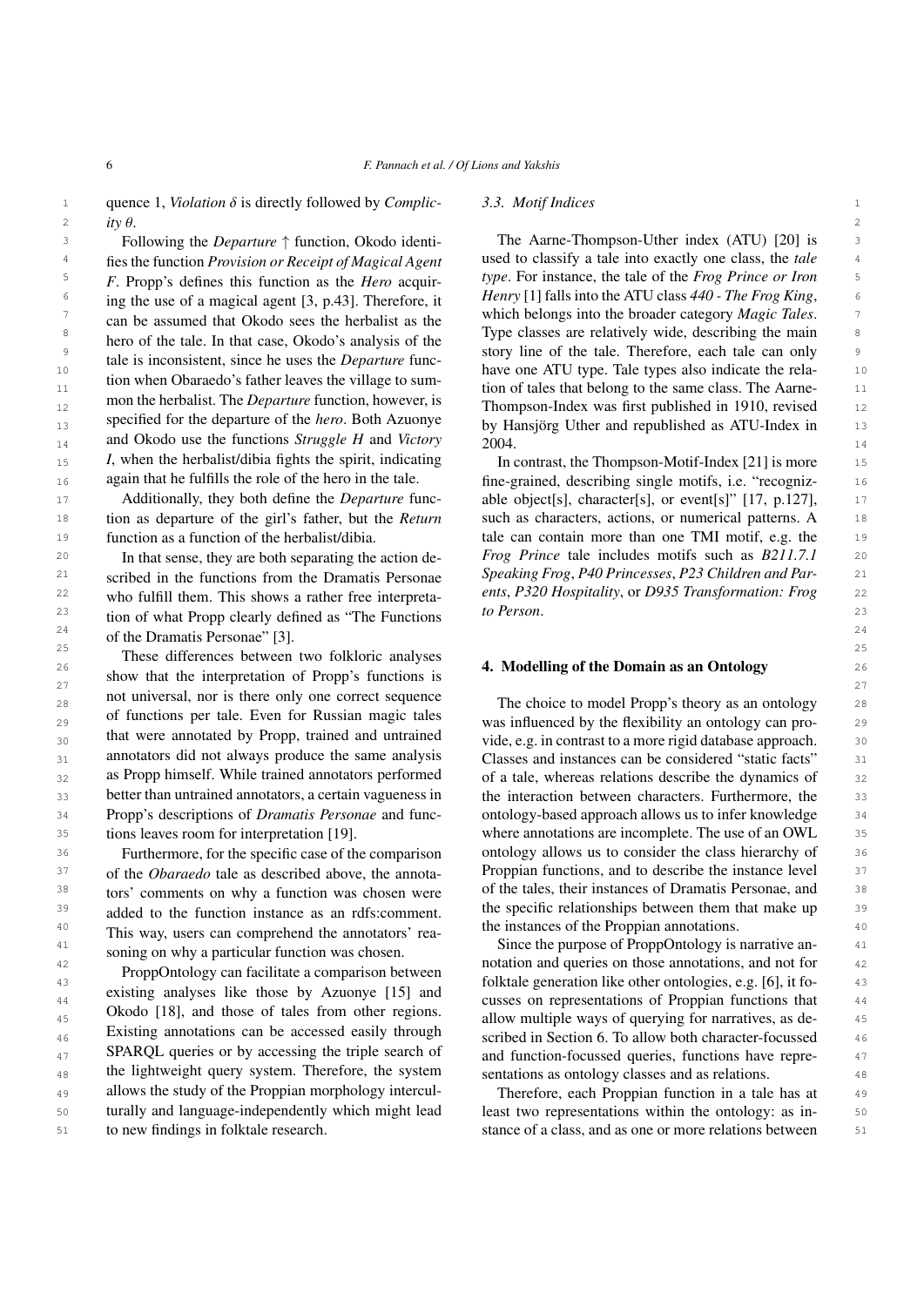quence 1, *Violation* $\delta$ is directly followed by *Complicity* $\theta$.

Following the *Departure* $\uparrow$ function, Okodo identifies the function *Provision or Receipt of Magical Agent F*. Propp's defines this function as the *Hero* acquiring the use of a magical agent [3, p.43]. Therefore, it can be assumed that Okodo sees the herbalist as the hero of the tale. In that case, Okodo's analysis of the tale is inconsistent, since he uses the *Departure* function when Obaraedo's father leaves the village to summon the herbalist. The *Departure* function, however, is specified for the departure of the *hero*. Both Azuonye and Okodo use the functions *Struggle H* and *Victory I*, when the herbalist/dibia fights the spirit, indicating again that he fulfills the role of the hero in the tale.

Additionally, they both define the *Departure* function as departure of the girl's father, but the *Return* function as a function of the herbalist/dibia.

In that sense, they are both separating the action described in the functions from the Dramatis Personae who fulfill them. This shows a rather free interpretation of what Propp clearly defined as "The Functions of the Dramatis Personae" [3].

These differences between two folkloric analyses show that the interpretation of Propp's functions is not universal, nor is there only one correct sequence of functions per tale. Even for Russian magic tales that were annotated by Propp, trained and untrained annotators did not always produce the same analysis as Propp himself. While trained annotators performed better than untrained annotators, a certain vagueness in Propp's descriptions of *Dramatis Personae* and functions leaves room for interpretation [19].

Furthermore, for the specific case of the comparison of the *Obaraedo* tale as described above, the annotators' comments on why a function was chosen were added to the function instance as an rdfs:comment. This way, users can comprehend the annotators' reasoning on why a particular function was chosen.

ProppOntology can facilitate a comparison between existing analyses like those by Azuonye [15] and Okodo [18], and those of tales from other regions. Existing annotations can be accessed easily through SPARQL queries or by accessing the triple search of the lightweight query system. Therefore, the system allows the study of the Proppian morphology interculturally and language-independently which might lead to new findings in folktale research.

### 3.3. Motif Indices

The Aarne-Thompson-Uther index (ATU) [20] is used to classify a tale into exactly one class, the *tale type*. For instance, the tale of the *Frog Prince or Iron Henry* [1] falls into the ATU class *440 - The Frog King*, which belongs into the broader category *Magic Tales*. Type classes are relatively wide, describing the main story line of the tale. Therefore, each tale can only have one ATU type. Tale types also indicate the relation of tales that belong to the same class. The Aarne-Thompson-Index was first published in 1910, revised by Hansjörg Uther and republished as ATU-Index in 2004.

In contrast, the Thompson-Motif-Index [21] is more fine-grained, describing single motifs, i.e. "recognizable object[s], character[s], or event[s]" [17, p.127], such as characters, actions, or numerical patterns. A tale can contain more than one TMI motif, e.g. the *Frog Prince* tale includes motifs such as *B211.7.1 Speaking Frog*, *P40 Princesses*, *P23 Children and Parents*, *P320 Hospitality*, or *D935 Transformation: Frog to Person*.

## 4. Modelling of the Domain as an Ontology

The choice to model Propp's theory as an ontology was influenced by the flexibility an ontology can provide, e.g. in contrast to a more rigid database approach. Classes and instances can be considered "static facts" of a tale, whereas relations describe the dynamics of the interaction between characters. Furthermore, the ontology-based approach allows us to infer knowledge where annotations are incomplete. The use of an OWL ontology allows us to consider the class hierarchy of Proppian functions, and to describe the instance level of the tales, their instances of Dramatis Personae, and the specific relationships between them that make up the instances of the Proppian annotations.

Since the purpose of ProppOntology is narrative annotation and queries on those annotations, and not for folktale generation like other ontologies, e.g. [6], it focusses on representations of Proppian functions that allow multiple ways of querying for narratives, as described in Section 6. To allow both character-focussed and function-focussed queries, functions have representations as ontology classes and as relations.

Therefore, each Proppian function in a tale has at least two representations within the ontology: as instance of a class, and as one or more relations between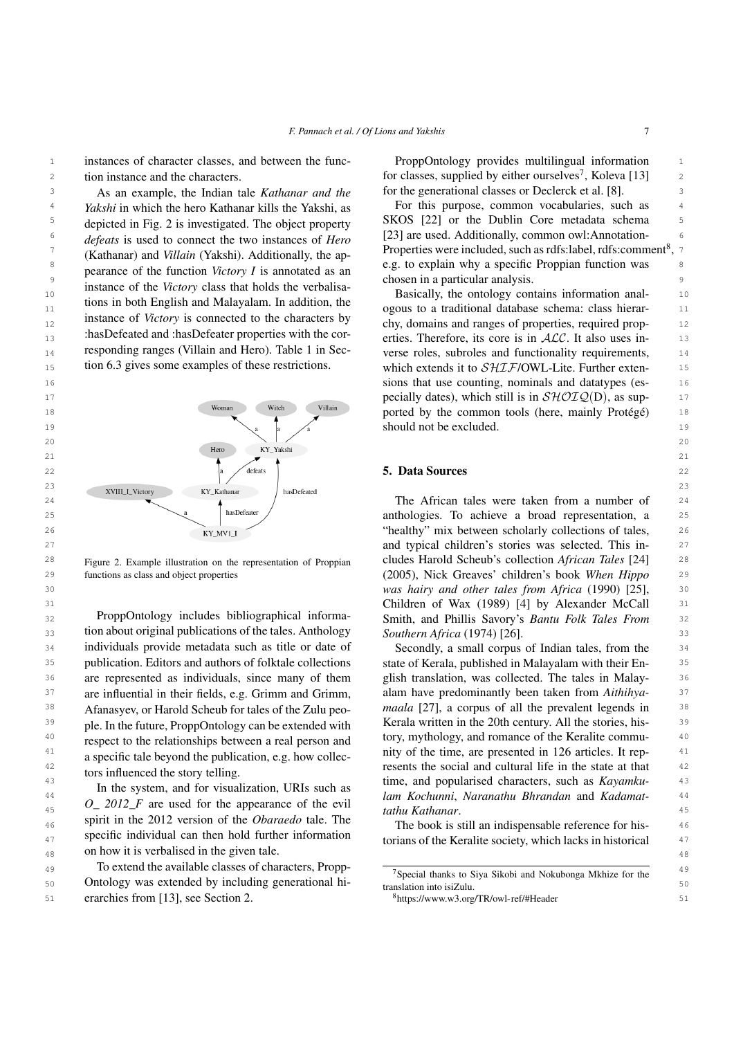instances of character classes, and between the function instance and the characters.

As an example, the Indian tale *Kathanar and the Yakshi* in which the hero Kathanar kills the Yakshi, as depicted in Fig. 2 is investigated. The object property *defeats* is used to connect the two instances of *Hero* (Kathanar) and *Villain* (Yakshi). Additionally, the appearance of the function *Victory I* is annotated as an instance of the *Victory* class that holds the verbalisations in both English and Malayalam. In addition, the instance of *Victory* is connected to the characters by :hasDefeated and :hasDefeater properties with the corresponding ranges (Villain and Hero). Table 1 in Section 6.3 gives some examples of these restrictions.

Figure 2. Example illustration on the representation of Proppian functions as class and object properties

ProppOntology includes bibliographical information about original publications of the tales. Anthology individuals provide metadata such as title or date of publication. Editors and authors of folktale collections are represented as individuals, since many of them are influential in their fields, e.g. Grimm and Grimm, Afanasyev, or Harold Scheub for tales of the Zulu people. In the future, ProppOntology can be extended with respect to the relationships between a real person and a specific tale beyond the publication, e.g. how collectors influenced the story telling.

In the system, and for visualization, URIs such as *O_ 2012_F* are used for the appearance of the evil spirit in the 2012 version of the *Obaraedo* tale. The specific individual can then hold further information on how it is verbalised in the given tale.

To extend the available classes of characters, ProppOntology was extended by including generational hierarchies from [13], see Section 2.

ProppOntology provides multilingual information for classes, supplied by either ourselves[7], Koleva [13] for the generational classes or Declerck et al. [8].

For this purpose, common vocabularies, such as SKOS [22] or the Dublin Core metadata schema [23] are used. Additionally, common owl:AnnotationProperties were included, such as rdfs:label, rdfs:comment[8], e.g. to explain why a specific Proppian function was chosen in a particular analysis.

Basically, the ontology contains information analogous to a traditional database schema: class hierarchy, domains and ranges of properties, required properties. Therefore, its core is in $\mathcal{ALC}$. It also uses inverse roles, subroles and functionality requirements, which extends it to $\mathcal{SHIF}$/OWL-Lite. Further extensions that use counting, nominals and datatypes (especially dates), which still is in $\mathcal{SHOIQ}$(D), as supported by the common tools (here, mainly Protégé) should not be excluded.

## 5. Data Sources

The African tales were taken from a number of anthologies. To achieve a broad representation, a "healthy" mix between scholarly collections of tales, and typical children's stories was selected. This includes Harold Scheub's collection *African Tales* [24] (2005), Nick Greaves' children's book *When Hippo was hairy and other tales from Africa* (1990) [25], Children of Wax (1989) [4] by Alexander McCall Smith, and Phillis Savory's *Bantu Folk Tales From Southern Africa* (1974) [26].

Secondly, a small corpus of Indian tales, from the state of Kerala, published in Malayalam with their English translation, was collected. The tales in Malayalam have predominantly been taken from *Aithihyamaala* [27], a corpus of all the prevalent legends in Kerala written in the 20th century. All the stories, history, mythology, and romance of the Keralite community of the time, are presented in 126 articles. It represents the social and cultural life in the state at that time, and popularised characters, such as *Kayamkulam Kochunni*, *Naranathu Bhrandan* and *Kadamattathu Kathanar*.

The book is still an indispensable reference for historians of the Keralite society, which lacks in historical

[7] Special thanks to Siya Sikobi and Nokubonga Mkhize for the translation into isiZulu.

[8] https://www.w3.org/TR/owl-ref/#Header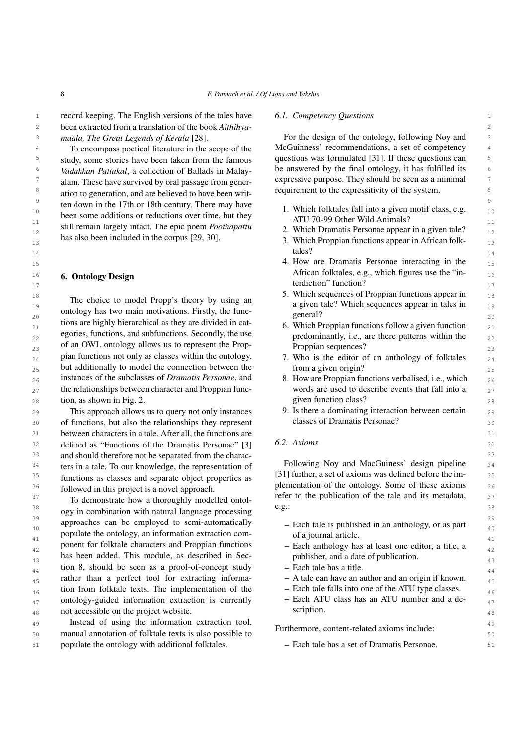record keeping. The English versions of the tales have been extracted from a translation of the book *Aithihyamaala, The Great Legends of Kerala* [28].

To encompass poetical literature in the scope of the study, some stories have been taken from the famous *Vadakkan Pattukal*, a collection of Ballads in Malayalam. These have survived by oral passage from generation to generation, and are believed to have been written down in the 17th or 18th century. There may have been some additions or reductions over time, but they still remain largely intact. The epic poem *Poothapattu* has also been included in the corpus [29, 30].

## 6. Ontology Design

The choice to model Propp's theory by using an ontology has two main motivations. Firstly, the functions are highly hierarchical as they are divided in categories, functions, and subfunctions. Secondly, the use of an OWL ontology allows us to represent the Proppian functions not only as classes within the ontology, but additionally to model the connection between the instances of the subclasses of *Dramatis Personae*, and the relationships between character and Proppian function, as shown in Fig. 2.

This approach allows us to query not only instances of functions, but also the relationships they represent between characters in a tale. After all, the functions are defined as "Functions of the Dramatis Personae" [3] and should therefore not be separated from the characters in a tale. To our knowledge, the representation of functions as classes and separate object properties as followed in this project is a novel approach.

To demonstrate how a thoroughly modelled ontology in combination with natural language processing approaches can be employed to semi-automatically populate the ontology, an information extraction component for folktale characters and Proppian functions has been added. This module, as described in Section 8, should be seen as a proof-of-concept study rather than a perfect tool for extracting information from folktale texts. The implementation of the ontology-guided information extraction is currently not accessible on the project website.

Instead of using the information extraction tool, manual annotation of folktale texts is also possible to populate the ontology with additional folktales.

### 6.1. Competency Questions

For the design of the ontology, following Noy and McGuinness' recommendations, a set of competency questions was formulated [31]. If these questions can be answered by the final ontology, it has fulfilled its expressive purpose. They should be seen as a minimal requirement to the expressitivity of the system.

1. Which folktales fall into a given motif class, e.g. ATU 70-99 Other Wild Animals?
2. Which Dramatis Personae appear in a given tale?
3. Which Proppian functions appear in African folktales?
4. How are Dramatis Personae interacting in the African folktales, e.g., which figures use the "interdiction" function?
5. Which sequences of Proppian functions appear in a given tale? Which sequences appear in tales in general?
6. Which Proppian functions follow a given function predominantly, i.e., are there patterns within the Proppian sequences?
7. Who is the editor of an anthology of folktales from a given origin?
8. How are Proppian functions verbalised, i.e., which words are used to describe events that fall into a given function class?
9. Is there a dominating interaction between certain classes of Dramatis Personae?

### 6.2. Axioms

Following Noy and MacGuiness' design pipeline [31] further, a set of axioms was defined before the implementation of the ontology. Some of these axioms refer to the publication of the tale and its metadata, e.g.:

- Each tale is published in an anthology, or as part of a journal article.
- Each anthology has at least one editor, a title, a publisher, and a date of publication.
- Each tale has a title.
- A tale can have an author and an origin if known.
- Each tale falls into one of the ATU type classes.
- Each ATU class has an ATU number and a description.

Furthermore, content-related axioms include:

- Each tale has a set of Dramatis Personae.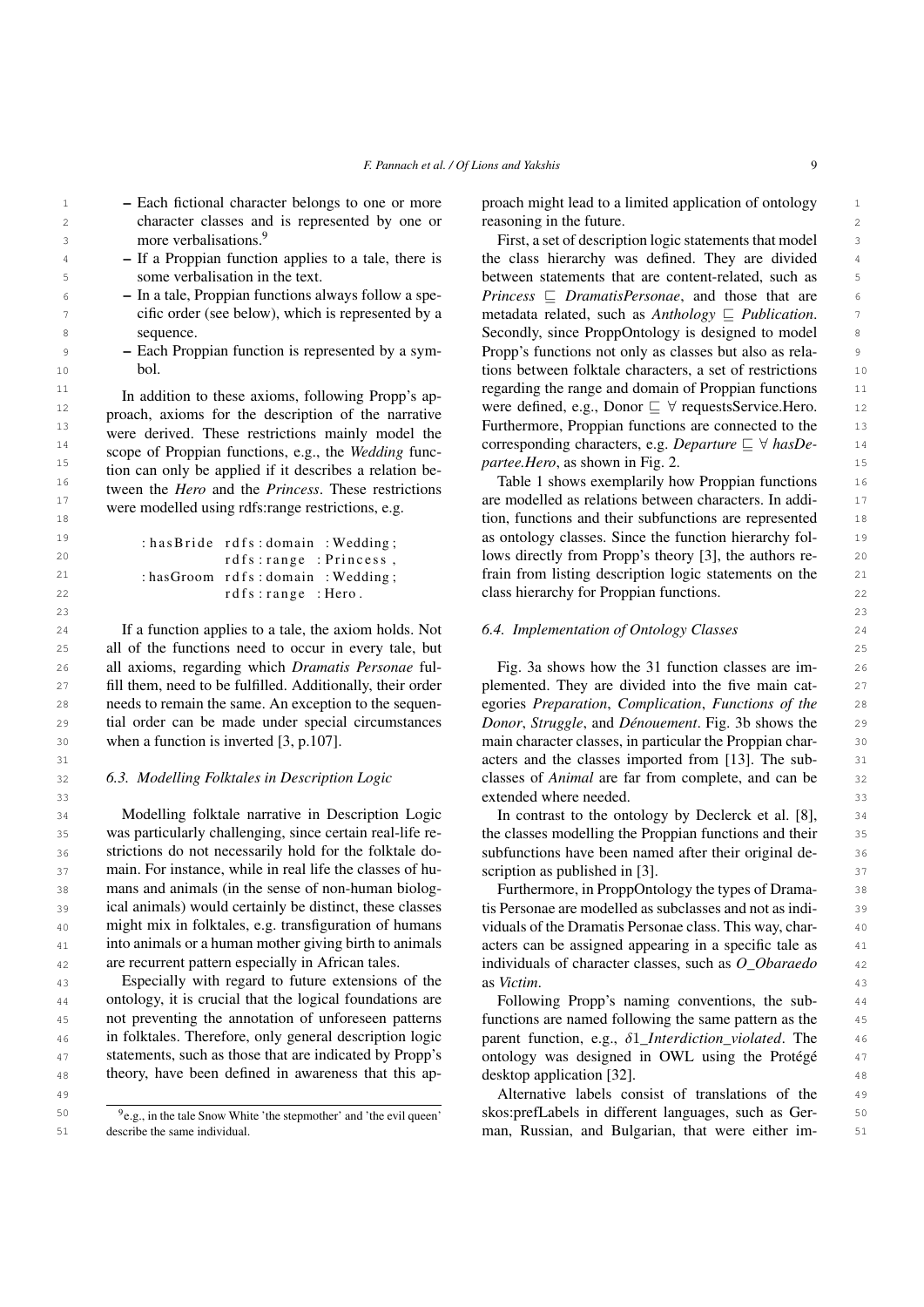- Each fictional character belongs to one or more character classes and is represented by one or more verbalisations.[9]
- If a Proppian function applies to a tale, there is some verbalisation in the text.
- In a tale, Proppian functions always follow a specific order (see below), which is represented by a sequence.
- Each Proppian function is represented by a symbol.

In addition to these axioms, following Propp's approach, axioms for the description of the narrative were derived. These restrictions mainly model the scope of Proppian functions, e.g., the *Wedding* function can only be applied if it describes a relation between the *Hero* and the *Princess*. These restrictions were modelled using rdfs:range restrictions, e.g.

```
:hasBride rdfs:domain :Wedding;
          rdfs:range :Princess,
:hasGroom rdfs:domain :Wedding;
          rdfs:range :Hero.
```

If a function applies to a tale, the axiom holds. Not all of the functions need to occur in every tale, but all axioms, regarding which *Dramatis Personae* fulfill them, need to be fulfilled. Additionally, their order needs to remain the same. An exception to the sequential order can be made under special circumstances when a function is inverted [3, p.107].

### 6.3. Modelling Folktales in Description Logic

Modelling folktale narrative in Description Logic was particularly challenging, since certain real-life restrictions do not necessarily hold for the folktale domain. For instance, while in real life the classes of humans and animals (in the sense of non-human biological animals) would certainly be distinct, these classes might mix in folktales, e.g. transfiguration of humans into animals or a human mother giving birth to animals are recurrent pattern especially in African tales.

Especially with regard to future extensions of the ontology, it is crucial that the logical foundations are not preventing the annotation of unforeseen patterns in folktales. Therefore, only general description logic statements, such as those that are indicated by Propp's theory, have been defined in awareness that this approach might lead to a limited application of ontology reasoning in the future.

First, a set of description logic statements that model the class hierarchy was defined. They are divided between statements that are content-related, such as *Princess* $\sqsubseteq$ *DramatisPersonae*, and those that are metadata related, such as *Anthology* $\sqsubseteq$ *Publication*. Secondly, since ProppOntology is designed to model Propp's functions not only as classes but also as relations between folktale characters, a set of restrictions regarding the range and domain of Proppian functions were defined, e.g., Donor $\sqsubseteq \forall$ requestsService.Hero. Furthermore, Proppian functions are connected to the corresponding characters, e.g. *Departure* $\sqsubseteq \forall$ *hasDepartee.Hero*, as shown in Fig. 2.

Table 1 shows exemplarily how Proppian functions are modelled as relations between characters. In addition, functions and their subfunctions are represented as ontology classes. Since the function hierarchy follows directly from Propp's theory [3], the authors refrain from listing description logic statements on the class hierarchy for Proppian functions.

### 6.4. Implementation of Ontology Classes

Fig. 3a shows how the 31 function classes are implemented. They are divided into the five main categories *Preparation*, *Complication*, *Functions of the Donor*, *Struggle*, and *Dénouement*. Fig. 3b shows the main character classes, in particular the Proppian characters and the classes imported from [13]. The subclasses of *Animal* are far from complete, and can be extended where needed.

In contrast to the ontology by Declerck et al. [8], the classes modelling the Proppian functions and their subfunctions have been named after their original description as published in [3].

Furthermore, in ProppOntology the types of Dramatis Personae are modelled as subclasses and not as individuals of the Dramatis Personae class. This way, characters can be assigned appearing in a specific tale as individuals of character classes, such as *O_Obaraedo* as *Victim*.

Following Propp's naming conventions, the subfunctions are named following the same pattern as the parent function, e.g., *δ1_Interdiction_violated*. The ontology was designed in OWL using the Protégé desktop application [32].

Alternative labels consist of translations of the skos:prefLabels in different languages, such as German, Russian, and Bulgarian, that were either im-

[9] e.g., in the tale Snow White 'the stepmother' and 'the evil queen' describe the same individual.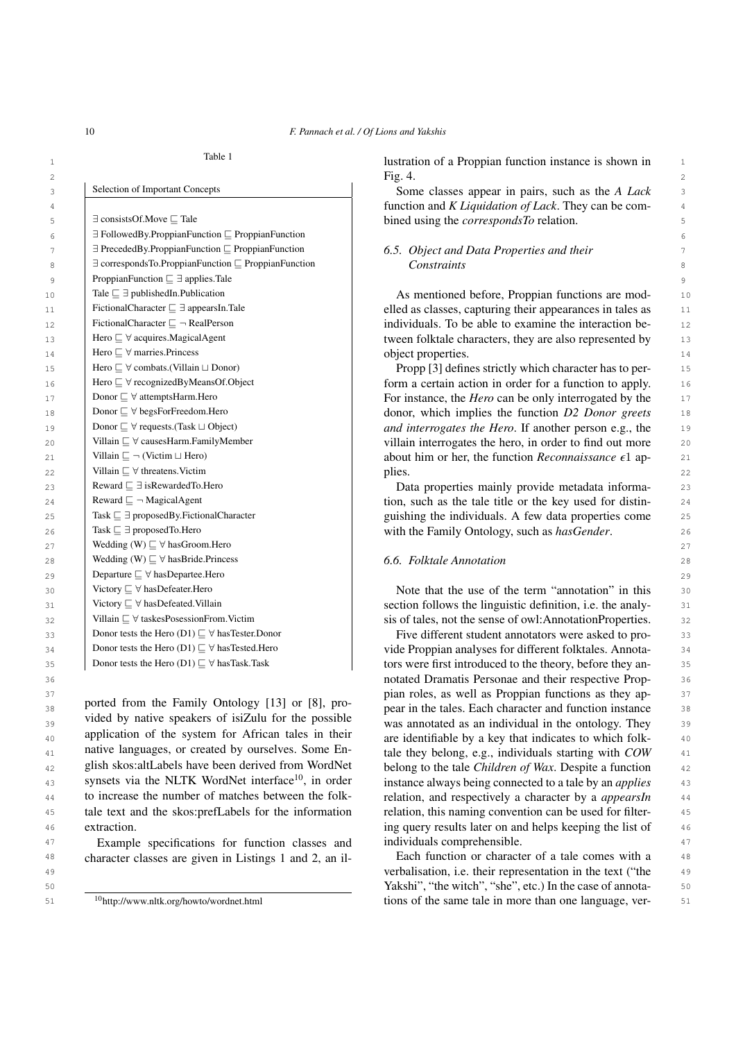Table 1

| Selection of Important Concepts |
|---|
| $\exists$ consistsOf.Move $\sqsubseteq$ Tale |
| $\exists$ FollowedBy.ProppianFunction $\sqsubseteq$ ProppianFunction |
| $\exists$ PrecededBy.ProppianFunction $\sqsubseteq$ ProppianFunction |
| $\exists$ correspondsTo.ProppianFunction $\sqsubseteq$ ProppianFunction |
| ProppianFunction $\sqsubseteq \exists$ applies.Tale |
| Tale $\sqsubseteq \exists$ publishedIn.Publication |
| FictionalCharacter $\sqsubseteq \exists$ appearsIn.Tale |
| FictionalCharacter $\sqsubseteq \neg$ RealPerson |
| Hero $\sqsubseteq \forall$ acquires.MagicalAgent |
| Hero $\sqsubseteq \forall$ marries.Princess |
| Hero $\sqsubseteq \forall$ combats.(Villain $\sqcup$ Donor) |
| Hero $\sqsubseteq \forall$ recognizedByMeansOf.Object |
| Donor $\sqsubseteq \forall$ attemptsHarm.Hero |
| Donor $\sqsubseteq \forall$ begsForFreedom.Hero |
| Donor $\sqsubseteq \forall$ requests.(Task $\sqcup$ Object) |
| Villain $\sqsubseteq \forall$ causesHarm.FamilyMember |
| Villain $\sqsubseteq \neg$ (Victim $\sqcup$ Hero) |
| Villain $\sqsubseteq \forall$ threatens.Victim |
| Reward $\sqsubseteq \exists$ isRewardedTo.Hero |
| Reward $\sqsubseteq \neg$ MagicalAgent |
| Task $\sqsubseteq \exists$ proposedBy.FictionalCharacter |
| Task $\sqsubseteq \exists$ proposedTo.Hero |
| Wedding (W) $\sqsubseteq \forall$ hasGroom.Hero |
| Wedding (W) $\sqsubseteq \forall$ hasBride.Princess |
| Departure $\sqsubseteq \forall$ hasDepartee.Hero |
| Victory $\sqsubseteq \forall$ hasDefeater.Hero |
| Victory $\sqsubseteq \forall$ hasDefeated.Villain |
| Villain $\sqsubseteq \forall$ taskesPosessionFrom.Victim |
| Donor tests the Hero (D1) $\sqsubseteq \forall$ hasTester.Donor |
| Donor tests the Hero (D1) $\sqsubseteq \forall$ hasTested.Hero |
| Donor tests the Hero (D1) $\sqsubseteq \forall$ hasTask.Task |

ported from the Family Ontology [13] or [8], provided by native speakers of isiZulu for the possible application of the system for African tales in their native languages, or created by ourselves. Some English skos:altLabels have been derived from WordNet synsets via the NLTK WordNet interface[10], in order to increase the number of matches between the folktale text and the skos:prefLabels for the information extraction.

Example specifications for function classes and character classes are given in Listings 1 and 2, an illustration of a Proppian function instance is shown in Fig. 4.

Some classes appear in pairs, such as the *A Lack* function and *K Liquidation of Lack*. They can be combined using the *correspondsTo* relation.

### 6.5. Object and Data Properties and their Constraints

As mentioned before, Proppian functions are modelled as classes, capturing their appearances in tales as individuals. To be able to examine the interaction between folktale characters, they are also represented by object properties.

Propp [3] defines strictly which character has to perform a certain action in order for a function to apply. For instance, the *Hero* can be only interrogated by the donor, which implies the function *D2 Donor greets and interrogates the Hero*. If another person e.g., the villain interrogates the hero, in order to find out more about him or her, the function *Reconnaissance* $\epsilon$1 applies.

Data properties mainly provide metadata information, such as the tale title or the key used for distinguishing the individuals. A few data properties come with the Family Ontology, such as *hasGender*.

### 6.6. Folktale Annotation

Note that the use of the term "annotation" in this section follows the linguistic definition, i.e. the analysis of tales, not the sense of owl:AnnotationProperties.

Five different student annotators were asked to provide Proppian analyses for different folktales. Annotators were first introduced to the theory, before they annotated Dramatis Personae and their respective Proppian roles, as well as Proppian functions as they appear in the tales. Each character and function instance was annotated as an individual in the ontology. They are identifiable by a key that indicates to which folktale they belong, e.g., individuals starting with *COW* belong to the tale *Children of Wax*. Despite a function instance always being connected to a tale by an *applies* relation, and respectively a character by a *appearsIn* relation, this naming convention can be used for filtering query results later on and helps keeping the list of individuals comprehensible.

Each function or character of a tale comes with a verbalisation, i.e. their representation in the text ("the Yakshi", "the witch", "she", etc.) In the case of annotations of the same tale in more than one language, ver-

[10] http://www.nltk.org/howto/wordnet.html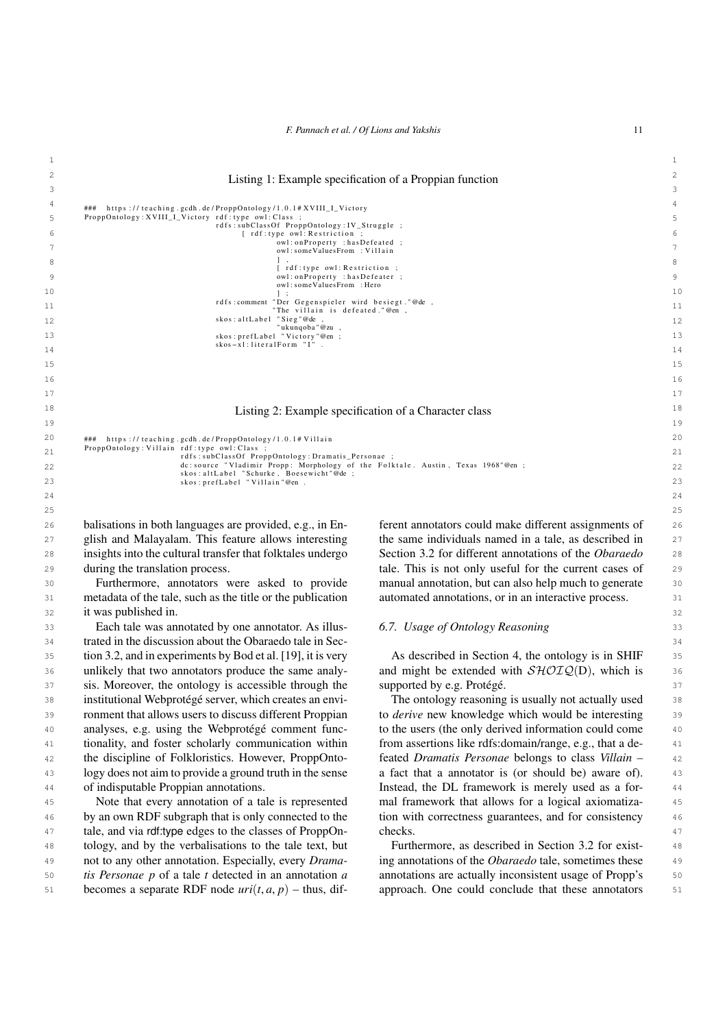Listing 1: Example specification of a Proppian function

```
###  https://teaching.gcdh.de/ProppOntology/1.0.1#XVIII_I_Victory
ProppOntology:XVIII_I_Victory rdf:type owl:Class ;
                              rdfs:subClassOf ProppOntology:IV_Struggle ;
                                  [ rdf:type owl:Restriction ;
                                    owl:onProperty :hasDefeated ;
                                    owl:someValuesFrom :Villain
                                  ] ,
                                  [ rdf:type owl:Restriction ;
                                    owl:onProperty :hasDefeater ;
                                    owl:someValuesFrom :Hero
                                  ] ;
                              rdfs:comment "Der Gegenspieler wird besiegt."@de ,
                                           "The villain is defeated."@en ,
                              skos:altLabel "Sieg"@de ,
                                            "ukunqoba"@zu ,
                              skos:prefLabel "Victory"@en ;
                              skos-xl:literalForm "I" .
```

Listing 2: Example specification of a Character class

```
###  https://teaching.gcdh.de/ProppOntology/1.0.1#Villain
ProppOntology:Villain rdf:type owl:Class ;
                      rdfs:subClassOf ProppOntology:Dramatis_Personae ;
                      dc:source "Vladimir Propp: Morphology of the Folktale. Austin, Texas 1968"@en ;
                      skos:altLabel "Schurke, Boesewicht"@de ;
                      skos:prefLabel "Villain"@en .
```

balisations in both languages are provided, e.g., in English and Malayalam. This feature allows interesting insights into the cultural transfer that folktales undergo during the translation process.

Furthermore, annotators were asked to provide metadata of the tale, such as the title or the publication it was published in.

Each tale was annotated by one annotator. As illustrated in the discussion about the Obaraedo tale in Section 3.2, and in experiments by Bod et al. [19], it is very unlikely that two annotators produce the same analysis. Moreover, the ontology is accessible through the institutional Webprotégé server, which creates an environment that allows users to discuss different Proppian analyses, e.g. using the Webprotégé comment functionality, and foster scholarly communication within the discipline of Folkloristics. However, ProppOntology does not aim to provide a ground truth in the sense of indisputable Proppian annotations.

Note that every annotation of a tale is represented by an own RDF subgraph that is only connected to the tale, and via rdf:type edges to the classes of ProppOntology, and by the verbalisations to the tale text, but not to any other annotation. Especially, every *Dramatis Personae* $p$ of a tale $t$ detected in an annotation $a$ becomes a separate RDF node $uri(t, a, p)$ – thus, different annotators could make different assignments of the same individuals named in a tale, as described in Section 3.2 for different annotations of the *Obaraedo* tale. This is not only useful for the current cases of manual annotation, but can also help much to generate automated annotations, or in an interactive process.

### 6.7. Usage of Ontology Reasoning

As described in Section 4, the ontology is in SHIF and might be extended with $\mathcal{SHOIQ}$(D), which is supported by e.g. Protégé.

The ontology reasoning is usually not actually used to *derive* new knowledge which would be interesting to the users (the only derived information could come from assertions like rdfs:domain/range, e.g., that a defeated *Dramatis Personae* belongs to class *Villain* – a fact that a annotator is (or should be) aware of). Instead, the DL framework is merely used as a formal framework that allows for a logical axiomatization with correctness guarantees, and for consistency checks.

Furthermore, as described in Section 3.2 for existing annotations of the *Obaraedo* tale, sometimes these annotations are actually inconsistent usage of Propp's approach. One could conclude that these annotators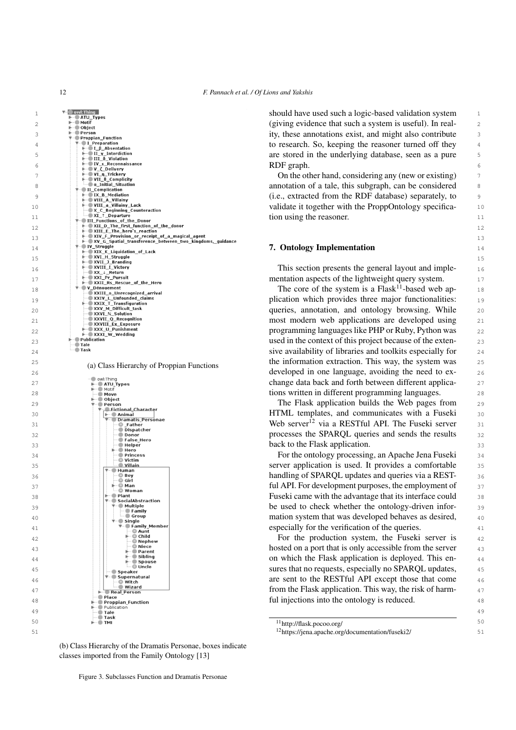should have used such a logic-based validation system (giving evidence that such a system is useful). In reality, these annotations exist, and might also contribute to research. So, keeping the reasoner turned off they are stored in the underlying database, seen as a pure RDF graph.

On the other hand, considering any (new or existing) annotation of a tale, this subgraph, can be considered (i.e., extracted from the RDF database) separately, to validate it together with the ProppOntology specification using the reasoner.

## 7. Ontology Implementation

This section presents the general layout and implementation aspects of the lightweight query system.

The core of the system is a Flask[11]-based web application which provides three major functionalities: queries, annotation, and ontology browsing. While most modern web applications are developed using programming languages like PHP or Ruby, Python was used in the context of this project because of the extensive availability of libraries and toolkits especially for the information extraction. This way, the system was developed in one language, avoiding the need to exchange data back and forth between different applications written in different programming languages.

The Flask application builds the Web pages from HTML templates, and communicates with a Fuseki Web server[12] via a RESTful API. The Fuseki server processes the SPARQL queries and sends the results back to the Flask application.

For the ontology processing, an Apache Jena Fuseki server application is used. It provides a comfortable handling of SPARQL updates and queries via a RESTful API. For development purposes, the employment of Fuseki came with the advantage that its interface could be used to check whether the ontology-driven information system that was developed behaves as desired, especially for the verification of the queries.

For the production system, the Fuseki server is hosted on a port that is only accessible from the server on which the Flask application is deployed. This ensures that no requests, especially no SPARQL updates, are sent to the RESTful API except those that come from the Flask application. This way, the risk of harmful injections into the ontology is reduced.

(a) Class Hierarchy of Proppian Functions

(b) Class Hierarchy of the Dramatis Personae, boxes indicate classes imported from the Family Ontology [13]

Figure 3. Subclasses Function and Dramatis Personae

[11] http://flask.pocoo.org/

[12] https://jena.apache.org/documentation/fuseki2/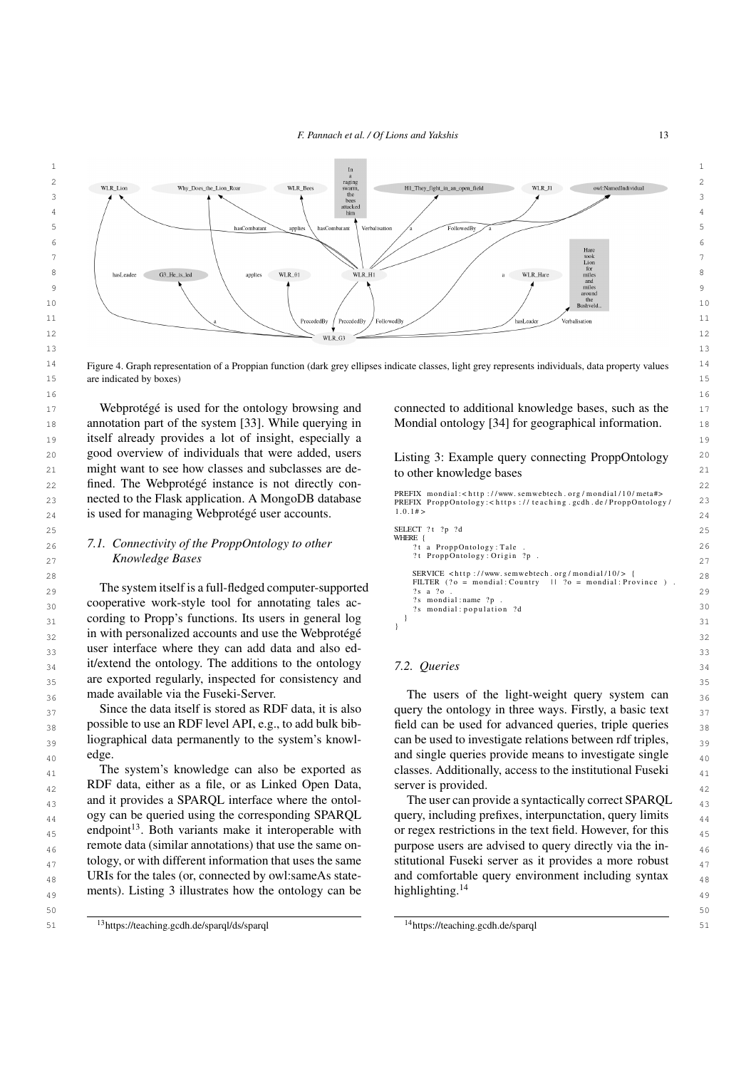Figure 4. Graph representation of a Proppian function (dark grey ellipses indicate classes, light grey represents individuals, data property values are indicated by boxes)

Webprotégé is used for the ontology browsing and annotation part of the system [33]. While querying in itself already provides a lot of insight, especially a good overview of individuals that were added, users might want to see how classes and subclasses are defined. The Webprotégé instance is not directly connected to the Flask application. A MongoDB database is used for managing Webprotégé user accounts.

### 7.1. Connectivity of the ProppOntology to other Knowledge Bases

The system itself is a full-fledged computer-supported cooperative work-style tool for annotating tales according to Propp's functions. Its users in general log in with personalized accounts and use the Webprotégé user interface where they can add data and also edit/extend the ontology. The additions to the ontology are exported regularly, inspected for consistency and made available via the Fuseki-Server.

Since the data itself is stored as RDF data, it is also possible to use an RDF level API, e.g., to add bulk bibliographical data permanently to the system's knowledge.

The system's knowledge can also be exported as RDF data, either as a file, or as Linked Open Data, and it provides a SPARQL interface where the ontology can be queried using the corresponding SPARQL endpoint[13]. Both variants make it interoperable with remote data (similar annotations) that use the same ontology, or with different information that uses the same URIs for the tales (or, connected by owl:sameAs statements). Listing 3 illustrates how the ontology can be connected to additional knowledge bases, such as the Mondial ontology [34] for geographical information.

Listing 3: Example query connecting ProppOntology to other knowledge bases

```
PREFIX mondial:<http://www.semwebtech.org/mondial/10/meta#>
PREFIX ProppOntology:<https://teaching.gcdh.de/ProppOntology/1.0.1#>

SELECT ?t ?p ?d
WHERE {
    ?t a ProppOntology:Tale .
    ?t ProppOntology:Origin ?p .

    SERVICE <http://www.semwebtech.org/mondial/10/> {
    FILTER (?o = mondial:Country || ?o = mondial:Province ) .
    ?s a ?o .
    ?s mondial:name ?p .
    ?s mondial:population ?d
  }
}
```

### 7.2. Queries

The users of the light-weight query system can query the ontology in three ways. Firstly, a basic text field can be used for advanced queries, triple queries can be used to investigate relations between rdf triples, and single queries provide means to investigate single classes. Additionally, access to the institutional Fuseki server is provided.

The user can provide a syntactically correct SPARQL query, including prefixes, interpunctation, query limits or regex restrictions in the text field. However, for this purpose users are advised to query directly via the institutional Fuseki server as it provides a more robust and comfortable query environment including syntax highlighting.[14]

[13] https://teaching.gcdh.de/sparql/ds/sparql

[14] https://teaching.gcdh.de/sparql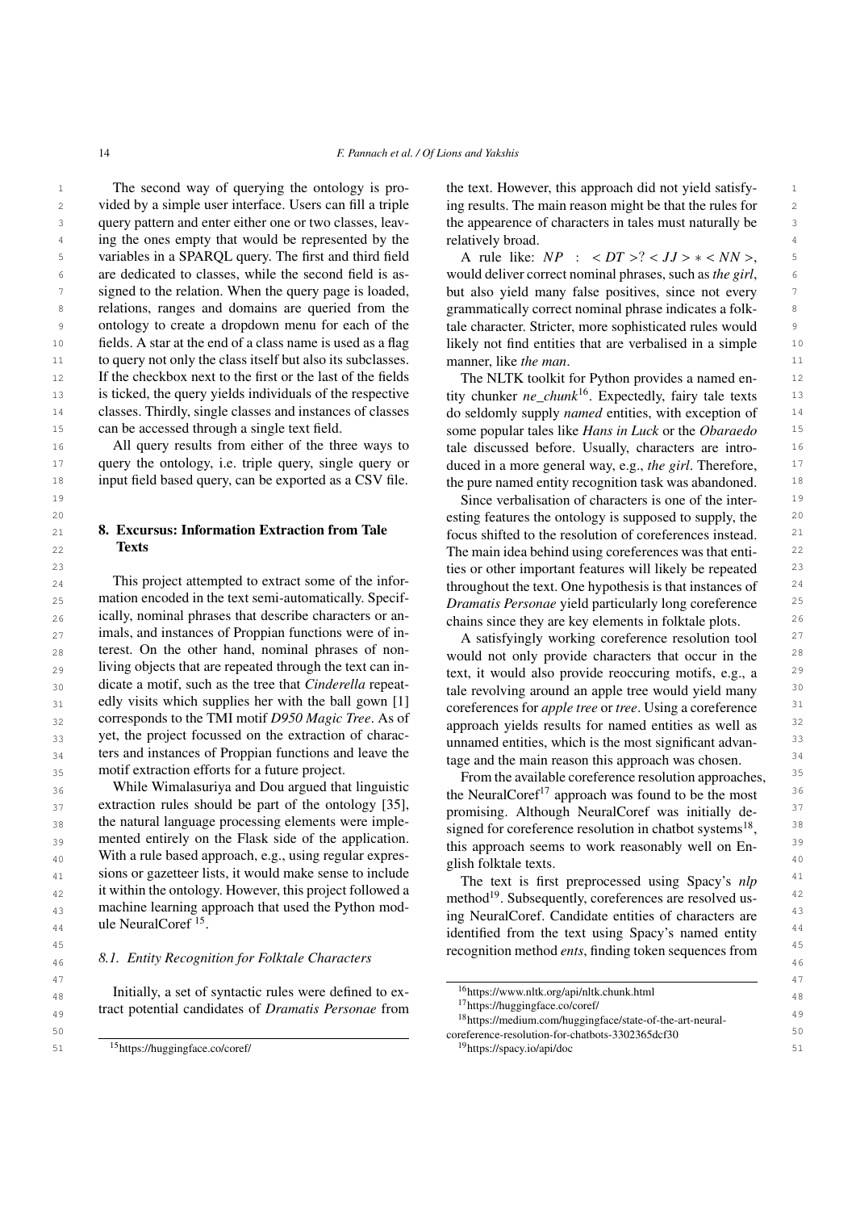The second way of querying the ontology is provided by a simple user interface. Users can fill a triple query pattern and enter either one or two classes, leaving the ones empty that would be represented by the variables in a SPARQL query. The first and third field are dedicated to classes, while the second field is assigned to the relation. When the query page is loaded, relations, ranges and domains are queried from the ontology to create a dropdown menu for each of the fields. A star at the end of a class name is used as a flag to query not only the class itself but also its subclasses. If the checkbox next to the first or the last of the fields is ticked, the query yields individuals of the respective classes. Thirdly, single classes and instances of classes can be accessed through a single text field.

All query results from either of the three ways to query the ontology, i.e. triple query, single query or input field based query, can be exported as a CSV file.

## 8. Excursus: Information Extraction from Tale Texts

This project attempted to extract some of the information encoded in the text semi-automatically. Specifically, nominal phrases that describe characters or animals, and instances of Proppian functions were of interest. On the other hand, nominal phrases of non-living objects that are repeated through the text can indicate a motif, such as the tree that *Cinderella* repeatedly visits which supplies her with the ball gown [1] corresponds to the TMI motif *D950 Magic Tree*. As of yet, the project focussed on the extraction of characters and instances of Proppian functions and leave the motif extraction efforts for a future project.

While Wimalasuriya and Dou argued that linguistic extraction rules should be part of the ontology [35], the natural language processing elements were implemented entirely on the Flask side of the application. With a rule based approach, e.g., using regular expressions or gazetteer lists, it would make sense to include it within the ontology. However, this project followed a machine learning approach that used the Python module NeuralCoref [15].

### 8.1. Entity Recognition for Folktale Characters

Initially, a set of syntactic rules were defined to extract potential candidates of *Dramatis Personae* from the text. However, this approach did not yield satisfying results. The main reason might be that the rules for the appearence of characters in tales must naturally be relatively broad.

A rule like: $NP : <DT>?<JJ>*<NN>$, would deliver correct nominal phrases, such as *the girl*, but also yield many false positives, since not every grammatically correct nominal phrase indicates a folktale character. Stricter, more sophisticated rules would likely not find entities that are verbalised in a simple manner, like *the man*.

The NLTK toolkit for Python provides a named entity chunker *ne_chunk*[16]. Expectedly, fairy tale texts do seldomly supply *named* entities, with exception of some popular tales like *Hans in Luck* or the *Obaraedo* tale discussed before. Usually, characters are introduced in a more general way, e.g., *the girl*. Therefore, the pure named entity recognition task was abandoned.

Since verbalisation of characters is one of the interesting features the ontology is supposed to supply, the focus shifted to the resolution of coreferences instead. The main idea behind using coreferences was that entities or other important features will likely be repeated throughout the text. One hypothesis is that instances of *Dramatis Personae* yield particularly long coreference chains since they are key elements in folktale plots.

A satisfyingly working coreference resolution tool would not only provide characters that occur in the text, it would also provide reoccuring motifs, e.g., a tale revolving around an apple tree would yield many coreferences for *apple tree* or *tree*. Using a coreference approach yields results for named entities as well as unnamed entities, which is the most significant advantage and the main reason this approach was chosen.

From the available coreference resolution approaches, the NeuralCoref[17] approach was found to be the most promising. Although NeuralCoref was initially designed for coreference resolution in chatbot systems[18], this approach seems to work reasonably well on English folktale texts.

The text is first preprocessed using Spacy's *nlp* method[19]. Subsequently, coreferences are resolved using NeuralCoref. Candidate entities of characters are identified from the text using Spacy's named entity recognition method *ents*, finding token sequences from

[15] https://huggingface.co/coref/

[16] https://www.nltk.org/api/nltk.chunk.html

[17] https://huggingface.co/coref/

[18] https://medium.com/huggingface/state-of-the-art-neural-coreference-resolution-for-chatbots-3302365dcf30

[19] https://spacy.io/api/doc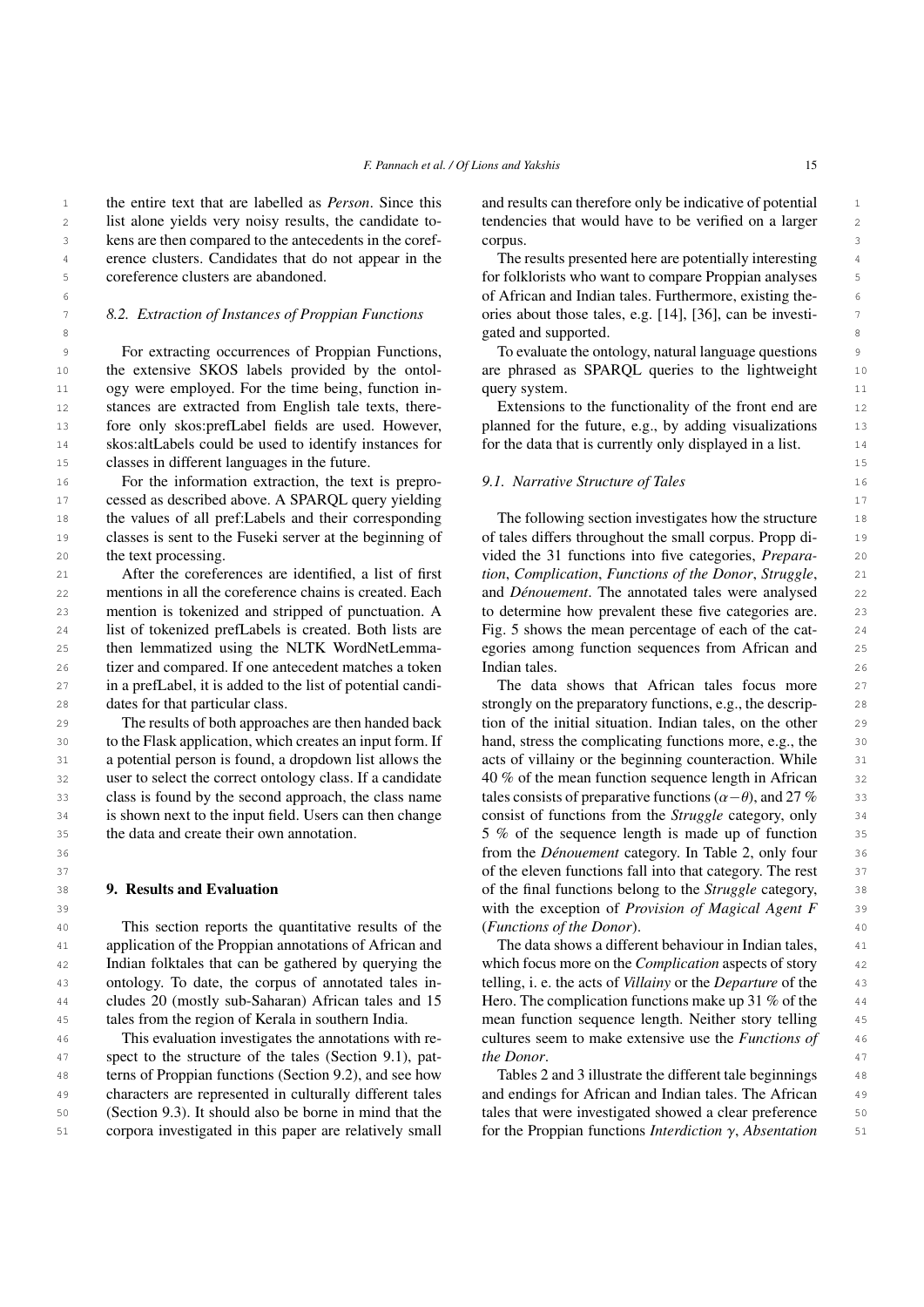the entire text that are labelled as *Person*. Since this list alone yields very noisy results, the candidate tokens are then compared to the antecedents in the coreference clusters. Candidates that do not appear in the coreference clusters are abandoned.

### 8.2. Extraction of Instances of Proppian Functions

For extracting occurrences of Proppian Functions, the extensive SKOS labels provided by the ontology were employed. For the time being, function instances are extracted from English tale texts, therefore only skos:prefLabel fields are used. However, skos:altLabels could be used to identify instances for classes in different languages in the future.

For the information extraction, the text is preprocessed as described above. A SPARQL query yielding the values of all pref:Labels and their corresponding classes is sent to the Fuseki server at the beginning of the text processing.

After the coreferences are identified, a list of first mentions in all the coreference chains is created. Each mention is tokenized and stripped of punctuation. A list of tokenized prefLabels is created. Both lists are then lemmatized using the NLTK WordNetLemmatizer and compared. If one antecedent matches a token in a prefLabel, it is added to the list of potential candidates for that particular class.

The results of both approaches are then handed back to the Flask application, which creates an input form. If a potential person is found, a dropdown list allows the user to select the correct ontology class. If a candidate class is found by the second approach, the class name is shown next to the input field. Users can then change the data and create their own annotation.

## 9. Results and Evaluation

This section reports the quantitative results of the application of the Proppian annotations of African and Indian folktales that can be gathered by querying the ontology. To date, the corpus of annotated tales includes 20 (mostly sub-Saharan) African tales and 15 tales from the region of Kerala in southern India.

This evaluation investigates the annotations with respect to the structure of the tales (Section 9.1), patterns of Proppian functions (Section 9.2), and see how characters are represented in culturally different tales (Section 9.3). It should also be borne in mind that the corpora investigated in this paper are relatively small and results can therefore only be indicative of potential tendencies that would have to be verified on a larger corpus.

The results presented here are potentially interesting for folklorists who want to compare Proppian analyses of African and Indian tales. Furthermore, existing theories about those tales, e.g. [14], [36], can be investigated and supported.

To evaluate the ontology, natural language questions are phrased as SPARQL queries to the lightweight query system.

Extensions to the functionality of the front end are planned for the future, e.g., by adding visualizations for the data that is currently only displayed in a list.

### 9.1. Narrative Structure of Tales

The following section investigates how the structure of tales differs throughout the small corpus. Propp divided the 31 functions into five categories, *Preparation*, *Complication*, *Functions of the Donor*, *Struggle*, and *Dénouement*. The annotated tales were analysed to determine how prevalent these five categories are. Fig. 5 shows the mean percentage of each of the categories among function sequences from African and Indian tales.

The data shows that African tales focus more strongly on the preparatory functions, e.g., the description of the initial situation. Indian tales, on the other hand, stress the complicating functions more, e.g., the acts of villainy or the beginning counteraction. While 40 % of the mean function sequence length in African tales consists of preparative functions ($\alpha - \theta$), and 27 % consist of functions from the *Struggle* category, only 5 % of the sequence length is made up of function from the *Dénouement* category. In Table 2, only four of the eleven functions fall into that category. The rest of the final functions belong to the *Struggle* category, with the exception of *Provision of Magical Agent F* (*Functions of the Donor*).

The data shows a different behaviour in Indian tales, which focus more on the *Complication* aspects of story telling, i. e. the acts of *Villainy* or the *Departure* of the Hero. The complication functions make up 31 % of the mean function sequence length. Neither story telling cultures seem to make extensive use the *Functions of the Donor*.

Tables 2 and 3 illustrate the different tale beginnings and endings for African and Indian tales. The African tales that were investigated showed a clear preference for the Proppian functions *Interdiction* $\gamma$, *Absentation*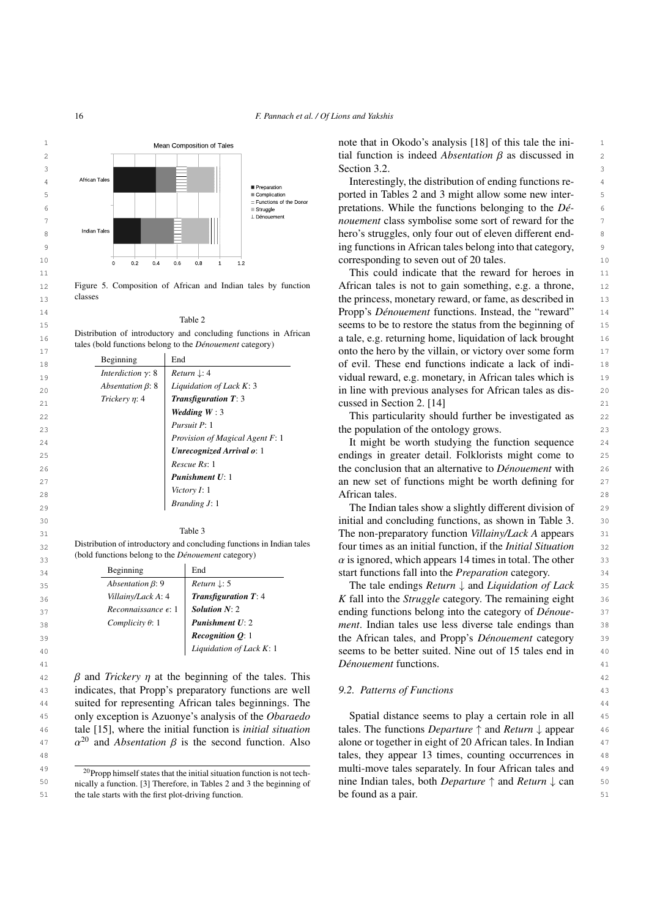Mean Composition of Tales

Figure 5. Composition of African and Indian tales by function classes

Table 2

Distribution of introductory and concluding functions in African tales (bold functions belong to the *Dénouement* category)

| Beginning | End |
|---|---|
| *Interdiction* $\gamma$: 8 | *Return* $\downarrow$: 4 |
| *Absentation* $\beta$: 8 | *Liquidation of Lack K*: 3 |
| *Trickery* $\eta$: 4 | ***Transfiguration T***: 3 |
| | ***Wedding W*** : 3 |
| | *Pursuit P*: 1 |
| | *Provision of Magical Agent F*: 1 |
| | ***Unrecognized Arrival o***: 1 |
| | *Rescue Rs*: 1 |
| | ***Punishment U***: 1 |
| | *Victory I*: 1 |
| | *Branding J*: 1 |

Table 3

Distribution of introductory and concluding functions in Indian tales (bold functions belong to the *Dénouement* category)

| Beginning | End |
|---|---|
| *Absentation* $\beta$: 9 | *Return* $\downarrow$: 5 |
| *Villainy/Lack A*: 4 | ***Transfiguration T***: 4 |
| *Reconnaissance* $\epsilon$: 1 | ***Solution N***: 2 |
| *Complicity* $\theta$: 1 | ***Punishment U***: 2 |
| | ***Recognition Q***: 1 |
| | *Liquidation of Lack K*: 1 |

$\beta$ and *Trickery* $\eta$ at the beginning of the tales. This indicates, that Propp's preparatory functions are well suited for representing African tales beginnings. The only exception is Azuonye's analysis of the *Obaraedo* tale [15], where the initial function is *initial situation* $\alpha$[20] and *Absentation* $\beta$ is the second function. Also note that in Okodo's analysis [18] of this tale the initial function is indeed *Absentation* $\beta$ as discussed in Section 3.2.

[20] Propp himself states that the initial situation function is not technically a function. [3] Therefore, in Tables 2 and 3 the beginning of the tale starts with the first plot-driving function.

Interestingly, the distribution of ending functions reported in Tables 2 and 3 might allow some new interpretations. While the functions belonging to the *Dénouement* class symbolise some sort of reward for the hero's struggles, only four out of eleven different ending functions in African tales belong into that category, corresponding to seven out of 20 tales.

This could indicate that the reward for heroes in African tales is not to gain something, e.g. a throne, the princess, monetary reward, or fame, as described in Propp's *Dénouement* functions. Instead, the "reward" seems to be to restore the status from the beginning of a tale, e.g. returning home, liquidation of lack brought onto the hero by the villain, or victory over some form of evil. These end functions indicate a lack of individual reward, e.g. monetary, in African tales which is in line with previous analyses for African tales as discussed in Section 2. [14]

This particularity should further be investigated as the population of the ontology grows.

It might be worth studying the function sequence endings in greater detail. Folklorists might come to the conclusion that an alternative to *Dénouement* with an new set of functions might be worth defining for African tales.

The Indian tales show a slightly different division of initial and concluding functions, as shown in Table 3. The non-preparatory function *Villainy/Lack A* appears four times as an initial function, if the *Initial Situation* $\alpha$ is ignored, which appears 14 times in total. The other start functions fall into the *Preparation* category.

The tale endings *Return* $\downarrow$ and *Liquidation of Lack K* fall into the *Struggle* category. The remaining eight ending functions belong into the category of *Dénouement*. Indian tales use less diverse tale endings than the African tales, and Propp's *Dénouement* category seems to be better suited. Nine out of 15 tales end in *Dénouement* functions.

### 9.2. Patterns of Functions

Spatial distance seems to play a certain role in all tales. The functions *Departure* $\uparrow$ and *Return* $\downarrow$ appear alone or together in eight of 20 African tales. In Indian tales, they appear 13 times, counting occurrences in multi-move tales separately. In four African tales and nine Indian tales, both *Departure* $\uparrow$ and *Return* $\downarrow$ can be found as a pair.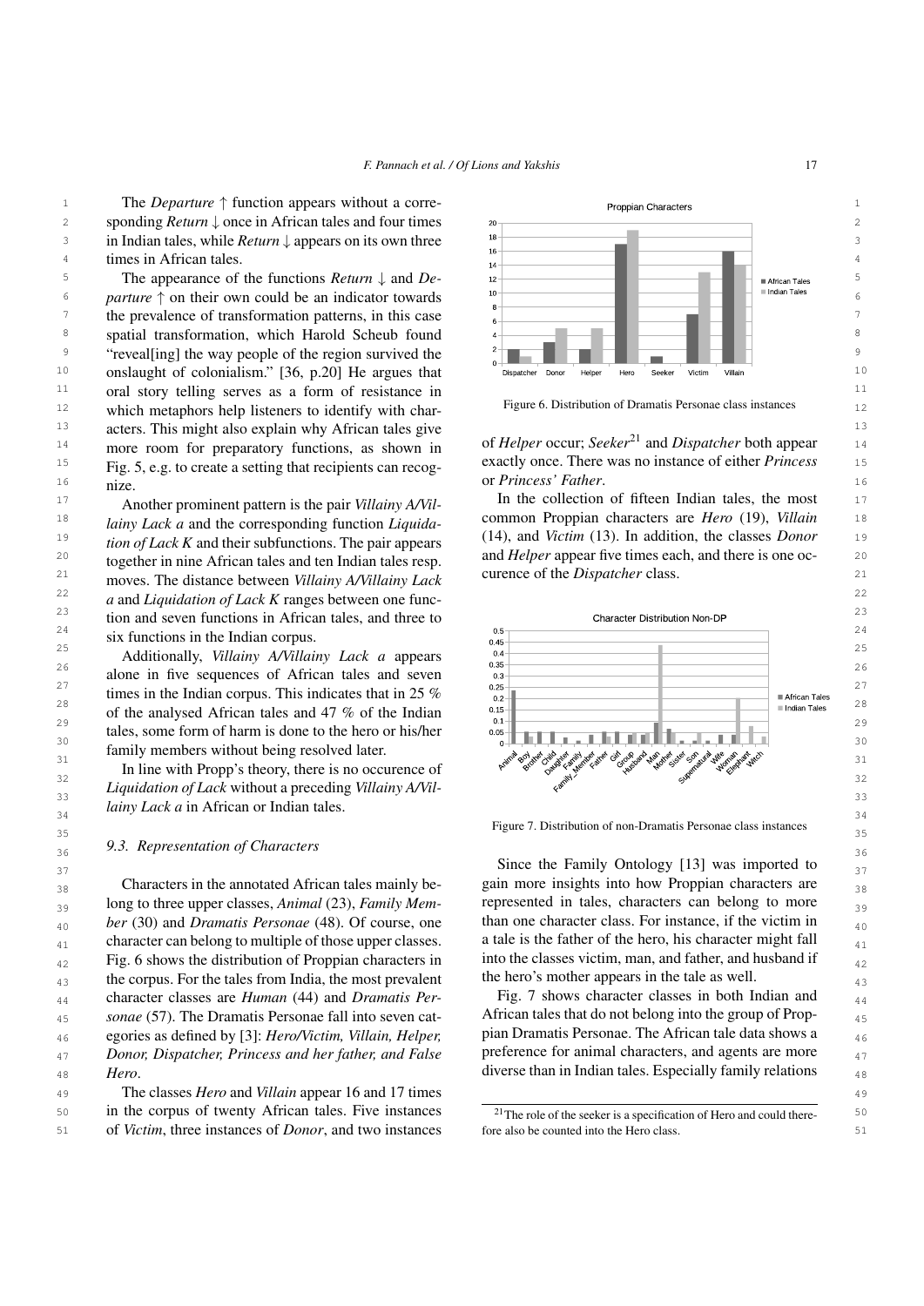The *Departure* ↑ function appears without a corresponding *Return* ↓ once in African tales and four times in Indian tales, while *Return* ↓ appears on its own three times in African tales.

The appearance of the functions *Return* ↓ and *Departure* ↑ on their own could be an indicator towards the prevalence of transformation patterns, in this case spatial transformation, which Harold Scheub found "reveal[ing] the way people of the region survived the onslaught of colonialism." [36, p.20] He argues that oral story telling serves as a form of resistance in which metaphors help listeners to identify with characters. This might also explain why African tales give more room for preparatory functions, as shown in Fig. 5, e.g. to create a setting that recipients can recognize.

Another prominent pattern is the pair *Villainy A/Villainy Lack a* and the corresponding function *Liquidation of Lack K* and their subfunctions. The pair appears together in nine African tales and ten Indian tales resp. moves. The distance between *Villainy A/Villainy Lack a* and *Liquidation of Lack K* ranges between one function and seven functions in African tales, and three to six functions in the Indian corpus.

Additionally, *Villainy A/Villainy Lack a* appears alone in five sequences of African tales and seven times in the Indian corpus. This indicates that in 25 % of the analysed African tales and 47 % of the Indian tales, some form of harm is done to the hero or his/her family members without being resolved later.

In line with Propp's theory, there is no occurence of *Liquidation of Lack* without a preceding *Villainy A/Villainy Lack a* in African or Indian tales.

### 9.3. Representation of Characters

Characters in the annotated African tales mainly belong to three upper classes, *Animal* (23), *Family Member* (30) and *Dramatis Personae* (48). Of course, one character can belong to multiple of those upper classes. Fig. 6 shows the distribution of Proppian characters in the corpus. For the tales from India, the most prevalent character classes are *Human* (44) and *Dramatis Personae* (57). The Dramatis Personae fall into seven categories as defined by [3]: *Hero/Victim, Villain, Helper, Donor, Dispatcher, Princess and her father, and False Hero*.

The classes *Hero* and *Villain* appear 16 and 17 times in the corpus of twenty African tales. Five instances of *Victim*, three instances of *Donor*, and two instances of *Helper* occur; *Seeker*[21] and *Dispatcher* both appear exactly once. There was no instance of either *Princess* or *Princess' Father*.

Figure 6. Distribution of Dramatis Personae class instances

In the collection of fifteen Indian tales, the most common Proppian characters are *Hero* (19), *Villain* (14), and *Victim* (13). In addition, the classes *Donor* and *Helper* appear five times each, and there is one occurence of the *Dispatcher* class.

Figure 7. Distribution of non-Dramatis Personae class instances

Since the Family Ontology [13] was imported to gain more insights into how Proppian characters are represented in tales, characters can belong to more than one character class. For instance, if the victim in a tale is the father of the hero, his character might fall into the classes victim, man, and father, and husband if the hero's mother appears in the tale as well.

Fig. 7 shows character classes in both Indian and African tales that do not belong into the group of Proppian Dramatis Personae. The African tale data shows a preference for animal characters, and agents are more diverse than in Indian tales. Especially family relations

[21] The role of the seeker is a specification of Hero and could therefore also be counted into the Hero class.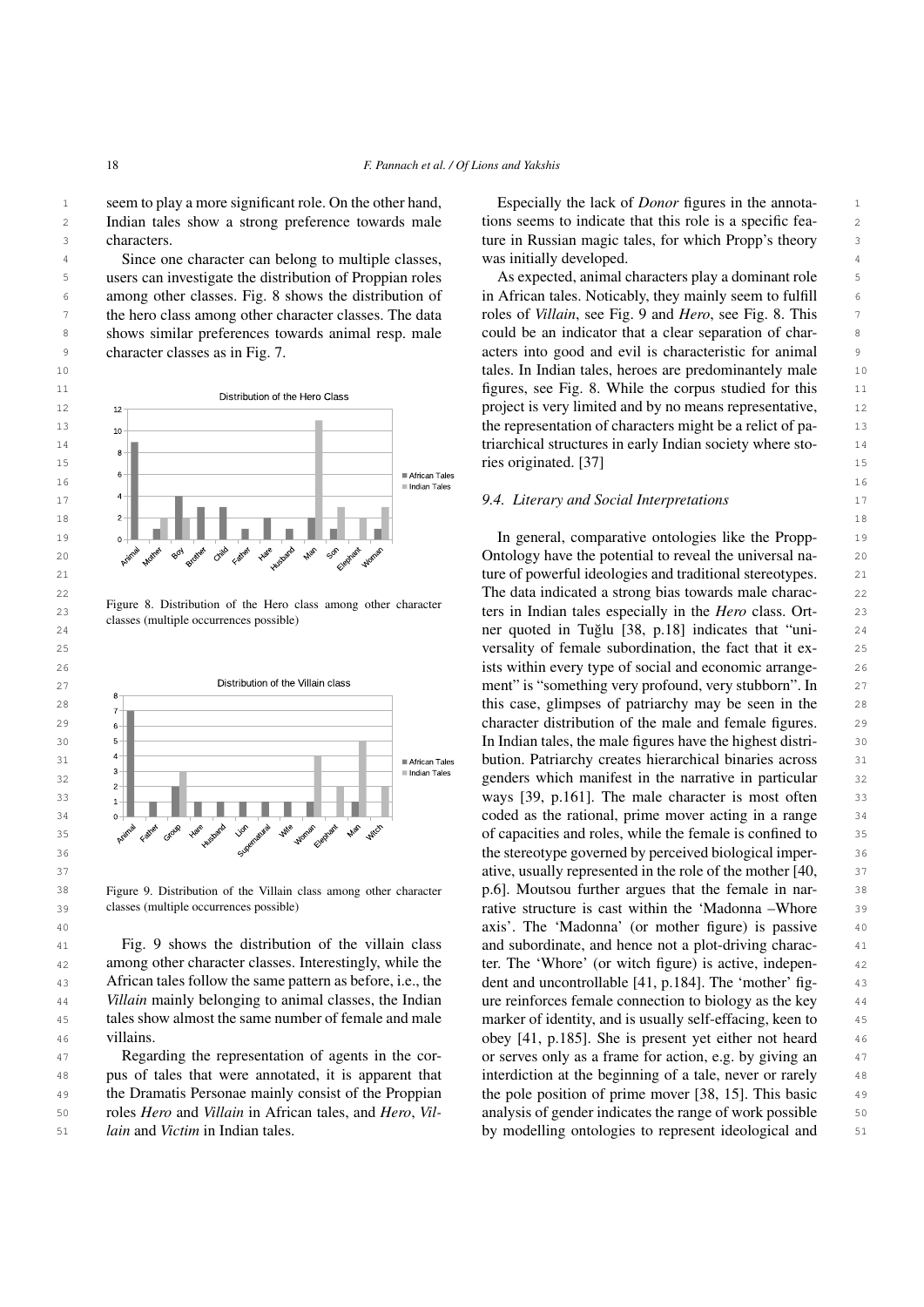seem to play a more significant role. On the other hand, Indian tales show a strong preference towards male characters.

Since one character can belong to multiple classes, users can investigate the distribution of Proppian roles among other classes. Fig. 8 shows the distribution of the hero class among other character classes. The data shows similar preferences towards animal resp. male character classes as in Fig. 7.

Figure 8. Distribution of the Hero class among other character classes (multiple occurrences possible)

Figure 9. Distribution of the Villain class among other character classes (multiple occurrences possible)

Fig. 9 shows the distribution of the villain class among other character classes. Interestingly, while the African tales follow the same pattern as before, i.e., the *Villain* mainly belonging to animal classes, the Indian tales show almost the same number of female and male villains.

Regarding the representation of agents in the corpus of tales that were annotated, it is apparent that the Dramatis Personae mainly consist of the Proppian roles *Hero* and *Villain* in African tales, and *Hero*, *Villain* and *Victim* in Indian tales.

Especially the lack of *Donor* figures in the annotations seems to indicate that this role is a specific feature in Russian magic tales, for which Propp's theory was initially developed.

As expected, animal characters play a dominant role in African tales. Noticably, they mainly seem to fulfill roles of *Villain*, see Fig. 9 and *Hero*, see Fig. 8. This could be an indicator that a clear separation of characters into good and evil is characteristic for animal tales. In Indian tales, heroes are predominantely male figures, see Fig. 8. While the corpus studied for this project is very limited and by no means representative, the representation of characters might be a relict of patriarchical structures in early Indian society where stories originated. [37]

### 9.4. Literary and Social Interpretations

In general, comparative ontologies like the Propp-Ontology have the potential to reveal the universal nature of powerful ideologies and traditional stereotypes. The data indicated a strong bias towards male characters in Indian tales especially in the *Hero* class. Ortner quoted in Tuğlu [38, p.18] indicates that "universality of female subordination, the fact that it exists within every type of social and economic arrangement" is "something very profound, very stubborn". In this case, glimpses of patriarchy may be seen in the character distribution of the male and female figures. In Indian tales, the male figures have the highest distribution. Patriarchy creates hierarchical binaries across genders which manifest in the narrative in particular ways [39, p.161]. The male character is most often coded as the rational, prime mover acting in a range of capacities and roles, while the female is confined to the stereotype governed by perceived biological imperative, usually represented in the role of the mother [40, p.6]. Moutsou further argues that the female in narrative structure is cast within the 'Madonna –Whore axis'. The 'Madonna' (or mother figure) is passive and subordinate, and hence not a plot-driving character. The 'Whore' (or witch figure) is active, independent and uncontrollable [41, p.184]. The 'mother' figure reinforces female connection to biology as the key marker of identity, and is usually self-effacing, keen to obey [41, p.185]. She is present yet either not heard or serves only as a frame for action, e.g. by giving an interdiction at the beginning of a tale, never or rarely the pole position of prime mover [38, 15]. This basic analysis of gender indicates the range of work possible by modelling ontologies to represent ideological and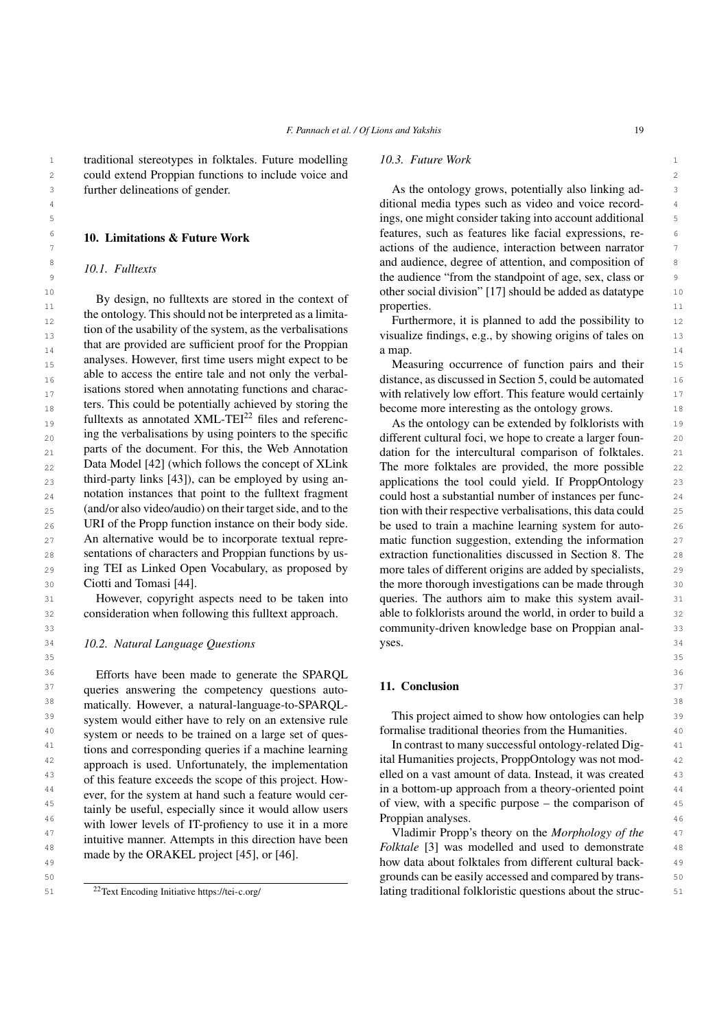traditional stereotypes in folktales. Future modelling could extend Proppian functions to include voice and further delineations of gender.

## 10. Limitations & Future Work

### 10.1. Fulltexts

By design, no fulltexts are stored in the context of the ontology. This should not be interpreted as a limitation of the usability of the system, as the verbalisations that are provided are sufficient proof for the Proppian analyses. However, first time users might expect to be able to access the entire tale and not only the verbalisations stored when annotating functions and characters. This could be potentially achieved by storing the fulltexts as annotated XML-TEI[22] files and referencing the verbalisations by using pointers to the specific parts of the document. For this, the Web Annotation Data Model [42] (which follows the concept of XLink third-party links [43]), can be employed by using annotation instances that point to the fulltext fragment (and/or also video/audio) on their target side, and to the URI of the Propp function instance on their body side. An alternative would be to incorporate textual representations of characters and Proppian functions by using TEI as Linked Open Vocabulary, as proposed by Ciotti and Tomasi [44].

However, copyright aspects need to be taken into consideration when following this fulltext approach.

### 10.2. Natural Language Questions

Efforts have been made to generate the SPARQL queries answering the competency questions automatically. However, a natural-language-to-SPARQL-system would either have to rely on an extensive rule system or needs to be trained on a large set of questions and corresponding queries if a machine learning approach is used. Unfortunately, the implementation of this feature exceeds the scope of this project. However, for the system at hand such a feature would certainly be useful, especially since it would allow users with lower levels of IT-profiency to use it in a more intuitive manner. Attempts in this direction have been made by the ORAKEL project [45], or [46].

[22] Text Encoding Initiative https://tei-c.org/

### 10.3. Future Work

As the ontology grows, potentially also linking additional media types such as video and voice recordings, one might consider taking into account additional features, such as features like facial expressions, reactions of the audience, interaction between narrator and audience, degree of attention, and composition of the audience "from the standpoint of age, sex, class or other social division" [17] should be added as datatype properties.

Furthermore, it is planned to add the possibility to visualize findings, e.g., by showing origins of tales on a map.

Measuring occurrence of function pairs and their distance, as discussed in Section 5, could be automated with relatively low effort. This feature would certainly become more interesting as the ontology grows.

As the ontology can be extended by folklorists with different cultural foci, we hope to create a larger foundation for the intercultural comparison of folktales. The more folktales are provided, the more possible applications the tool could yield. If ProppOntology could host a substantial number of instances per function with their respective verbalisations, this data could be used to train a machine learning system for automatic function suggestion, extending the information extraction functionalities discussed in Section 8. The more tales of different origins are added by specialists, the more thorough investigations can be made through queries. The authors aim to make this system available to folklorists around the world, in order to build a community-driven knowledge base on Proppian analyses.

## 11. Conclusion

This project aimed to show how ontologies can help formalise traditional theories from the Humanities.

In contrast to many successful ontology-related Digital Humanities projects, ProppOntology was not modelled on a vast amount of data. Instead, it was created in a bottom-up approach from a theory-oriented point of view, with a specific purpose – the comparison of Proppian analyses.

Vladimir Propp's theory on the *Morphology of the Folktale* [3] was modelled and used to demonstrate how data about folktales from different cultural backgrounds can be easily accessed and compared by translating traditional folkloristic questions about the struc-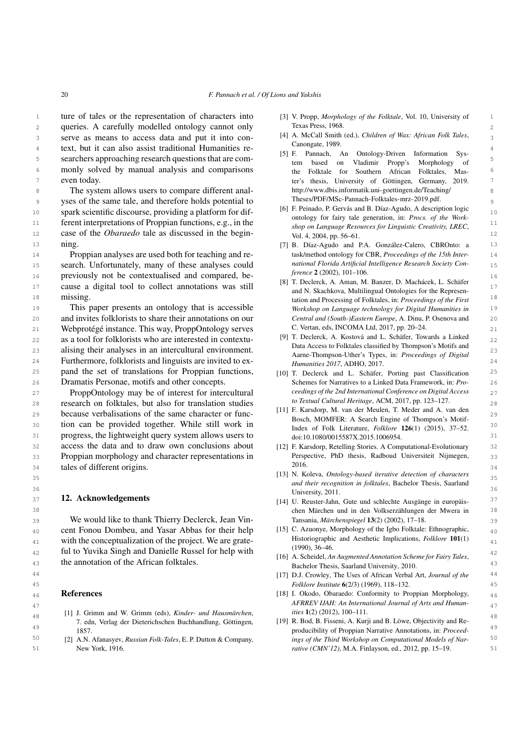ture of tales or the representation of characters into queries. A carefully modelled ontology cannot only serve as means to access data and put it into context, but it can also assist traditional Humanities researchers approaching research questions that are commonly solved by manual analysis and comparisons even today.

The system allows users to compare different analyses of the same tale, and therefore holds potential to spark scientific discourse, providing a platform for different interpretations of Proppian functions, e.g., in the case of the *Obaraedo* tale as discussed in the beginning.

Proppian analyses are used both for teaching and research. Unfortunately, many of these analyses could previously not be contextualised and compared, because a digital tool to collect annotations was still missing.

This paper presents an ontology that is accessible and invites folklorists to share their annotations on our Webprotégé instance. This way, ProppOntology serves as a tool for folklorists who are interested in contextualising their analyses in an intercultural environment. Furthermore, folklorists and linguists are invited to expand the set of translations for Proppian functions, Dramatis Personae, motifs and other concepts.

ProppOntology may be of interest for intercultural research on folktales, but also for translation studies because verbalisations of the same character or function can be provided together. While still work in progress, the lightweight query system allows users to access the data and to draw own conclusions about Proppian morphology and character representations in tales of different origins.

## 12. Acknowledgements

We would like to thank Thierry Declerck, Jean Vincent Fonou Dombeu, and Yasar Abbas for their help with the conceptualization of the project. We are grateful to Yuvika Singh and Danielle Russel for help with the annotation of the African folktales.

## References

[1] J. Grimm and W. Grimm (eds), *Kinder- und Hausmärchen*, 7. edn, Verlag der Dieterichschen Buchhandlung, Göttingen, 1857.

[2] A.N. Afanasyev, *Russian Folk-Tales*, E. P. Dutton & Company, New York, 1916.

[3] V. Propp, *Morphology of the Folktale*, Vol. 10, University of Texas Press, 1968.

[4] A. McCall Smith (ed.), *Children of Wax: African Folk Tales*, Canongate, 1989.

[5] F. Pannach, An Ontology-Driven Information System based on Vladimir Propp's Morphology of the Folktale for Southern African Folktales, Master's thesis, University of Göttingen, Germany, 2019. http://www.dbis.informatik.uni-goettingen.de/Teaching/Theses/PDF/MSc-Pannach-Folktales-mrz-2019.pdf.

[6] F. Peinado, P. Gervás and B. Díaz-Agudo, A description logic ontology for fairy tale generation, in: *Procs. of the Workshop on Language Resources for Linguistic Creativity, LREC*, Vol. 4, 2004, pp. 56–61.

[7] B. Díaz-Agudo and P.A. González-Calero, CBROnto: a task/method ontology for CBR, *Proceedings of the 15th International Florida Artificial Intelligence Research Society Conference* **2** (2002), 101–106.

[8] T. Declerck, A. Aman, M. Banzer, D. Machácek, L. Schäfer and N. Skachkova, Multilingual Ontologies for the Representation and Processing of Folktales, in: *Proceedings of the First Workshop on Language technology for Digital Humanities in Central and (South-)Eastern Europe*, A. Dinu, P. Osenova and C. Vertan, eds, INCOMA Ltd, 2017, pp. 20–24.

[9] T. Declerck, A. Kostová and L. Schäfer, Towards a Linked Data Access to Folktales classified by Thompson's Motifs and Aarne-Thompson-Uther's Types, in: *Proceedings of Digital Humanities 2017*, ADHO, 2017.

[10] T. Declerck and L. Schäfer, Porting past Classification Schemes for Narratives to a Linked Data Framework, in: *Proceedings of the 2nd International Conference on Digital Access to Textual Cultural Heritage*, ACM, 2017, pp. 123–127.

[11] F. Karsdorp, M. van der Meulen, T. Meder and A. van den Bosch, MOMFER: A Search Engine of Thompson's Motif-Index of Folk Literature, *Folklore* **126**(1) (2015), 37–52. doi:10.1080/0015587X.2015.1006954.

[12] F. Karsdorp, Retelling Stories. A Computational-Evolutionary Perspective, PhD thesis, Radboud Universiteit Nijmegen, 2016.

[13] N. Koleva, *Ontology-based iterative detection of characters and their recognition in folktales*, Bachelor Thesis, Saarland University, 2011.

[14] U. Reuster-Jahn, Gute und schlechte Ausgänge in europäischen Märchen und in den Volkserzählungen der Mwera in Tansania, *Märchenspiegel* **13**(2) (2002), 17–18.

[15] C. Azuonye, Morphology of the Igbo Folktale: Ethnographic, Historiographic and Aesthetic Implications, *Folklore* **101**(1) (1990), 36–46.

[16] A. Scheidel, *An Augmented Annotation Scheme for Fairy Tales*, Bachelor Thesis, Saarland University, 2010.

[17] D.J. Crowley, The Uses of African Verbal Art, *Journal of the Folklore Institute* **6**(2/3) (1969), 118–132.

[18] I. Okodo, Obaraedo: Conformity to Proppian Morphology, *AFRREV IJAH: An International Journal of Arts and Humanities* **1**(2) (2012), 100–111.

[19] R. Bod, B. Fisseni, A. Kurji and B. Löwe, Objectivity and Reproducibility of Proppian Narrative Annotations, in: *Proceedings of the Third Workshop on Computational Models of Narrative (CMN'12)*, M.A. Finlayson, ed., 2012, pp. 15–19.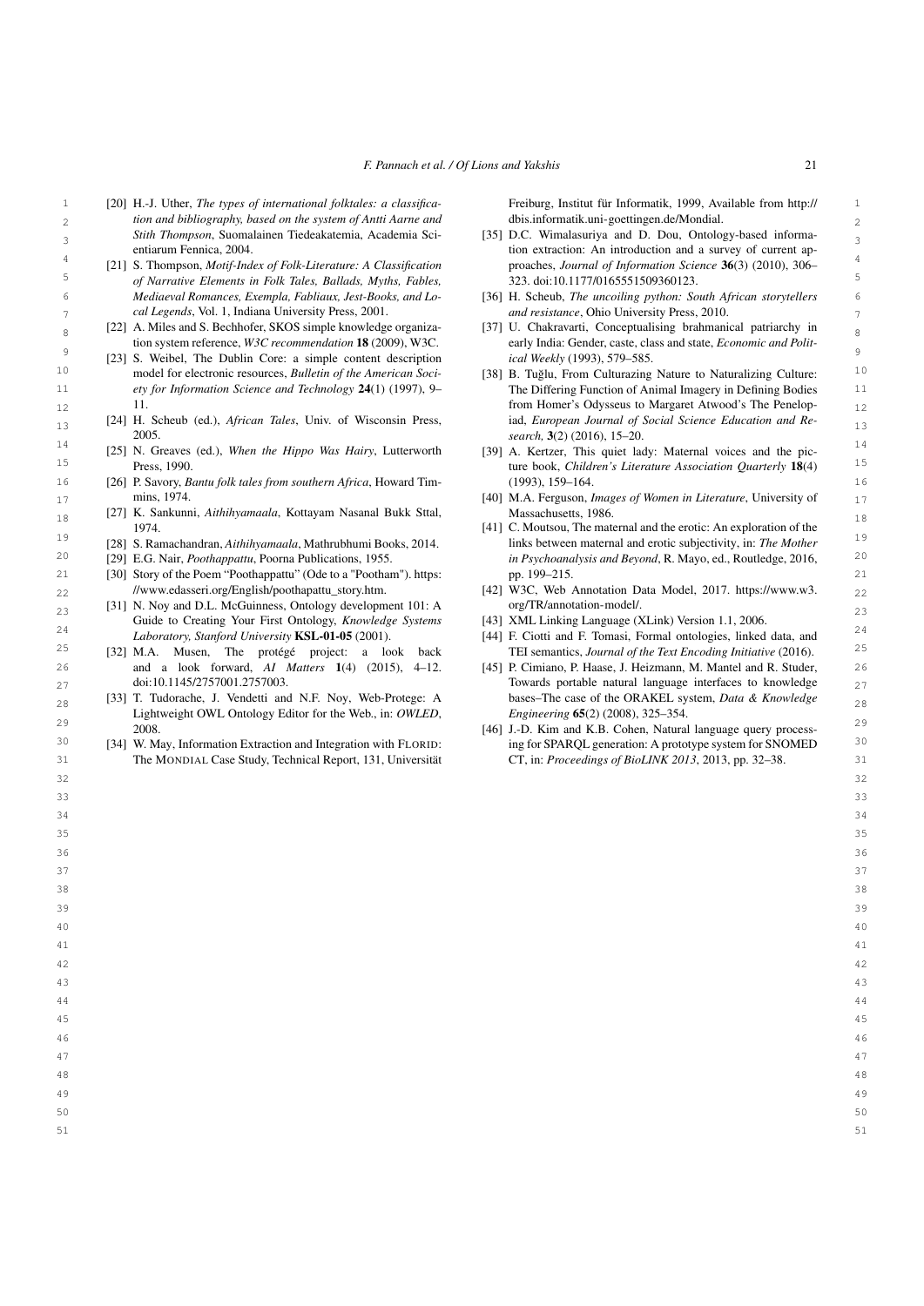[20] H.-J. Uther, *The types of international folktales: a classification and bibliography, based on the system of Antti Aarne and Stith Thompson*, Suomalainen Tiedeakatemia, Academia Scientiarum Fennica, 2004.

[21] S. Thompson, *Motif-Index of Folk-Literature: A Classification of Narrative Elements in Folk Tales, Ballads, Myths, Fables, Mediaeval Romances, Exempla, Fabliaux, Jest-Books, and Local Legends*, Vol. 1, Indiana University Press, 2001.

[22] A. Miles and S. Bechhofer, SKOS simple knowledge organization system reference, *W3C recommendation* **18** (2009), W3C.

[23] S. Weibel, The Dublin Core: a simple content description model for electronic resources, *Bulletin of the American Society for Information Science and Technology* **24**(1) (1997), 9–11.

[24] H. Scheub (ed.), *African Tales*, Univ. of Wisconsin Press, 2005.

[25] N. Greaves (ed.), *When the Hippo Was Hairy*, Lutterworth Press, 1990.

[26] P. Savory, *Bantu folk tales from southern Africa*, Howard Timmins, 1974.

[27] K. Sankunni, *Aithihyamaala*, Kottayam Nasanal Bukk Sttal, 1974.

[28] S. Ramachandran, *Aithihyamaala*, Mathrubhumi Books, 2014.

[29] E.G. Nair, *Poothappattu*, Poorna Publications, 1955.

[30] Story of the Poem "Poothappattu" (Ode to a "Pootham"). https://www.edasseri.org/English/poothapattu_story.htm.

[31] N. Noy and D.L. McGuinness, Ontology development 101: A Guide to Creating Your First Ontology, *Knowledge Systems Laboratory, Stanford University* **KSL-01-05** (2001).

[32] M.A. Musen, The protégé project: a look back and a look forward, *AI Matters* **1**(4) (2015), 4–12. doi:10.1145/2757001.2757003.

[33] T. Tudorache, J. Vendetti and N.F. Noy, Web-Protege: A Lightweight OWL Ontology Editor for the Web., in: *OWLED*, 2008.

[34] W. May, Information Extraction and Integration with FLORID: The MONDIAL Case Study, Technical Report, 131, Universität Freiburg, Institut für Informatik, 1999, Available from http://dbis.informatik.uni-goettingen.de/Mondial.

[35] D.C. Wimalasuriya and D. Dou, Ontology-based information extraction: An introduction and a survey of current approaches, *Journal of Information Science* **36**(3) (2010), 306–323. doi:10.1177/0165551509360123.

[36] H. Scheub, *The uncoiling python: South African storytellers and resistance*, Ohio University Press, 2010.

[37] U. Chakravarti, Conceptualising brahmanical patriarchy in early India: Gender, caste, class and state, *Economic and Political Weekly* (1993), 579–585.

[38] B. Tuğlu, From Culturazing Nature to Naturalizing Culture: The Differing Function of Animal Imagery in Defining Bodies from Homer's Odysseus to Margaret Atwood's The Penelopiad, *European Journal of Social Science Education and Research*, **3**(2) (2016), 15–20.

[39] A. Kertzer, This quiet lady: Maternal voices and the picture book, *Children's Literature Association Quarterly* **18**(4) (1993), 159–164.

[40] M.A. Ferguson, *Images of Women in Literature*, University of Massachusetts, 1986.

[41] C. Moutsou, The maternal and the erotic: An exploration of the links between maternal and erotic subjectivity, in: *The Mother in Psychoanalysis and Beyond*, R. Mayo, ed., Routledge, 2016, pp. 199–215.

[42] W3C, Web Annotation Data Model, 2017. https://www.w3.org/TR/annotation-model/.

[43] XML Linking Language (XLink) Version 1.1, 2006.

[44] F. Ciotti and F. Tomasi, Formal ontologies, linked data, and TEI semantics, *Journal of the Text Encoding Initiative* (2016).

[45] P. Cimiano, P. Haase, J. Heizmann, M. Mantel and R. Studer, Towards portable natural language interfaces to knowledge bases–The case of the ORAKEL system, *Data & Knowledge Engineering* **65**(2) (2008), 325–354.

[46] J.-D. Kim and K.B. Cohen, Natural language query processing for SPARQL generation: A prototype system for SNOMED CT, in: *Proceedings of BioLINK 2013*, 2013, pp. 32–38.